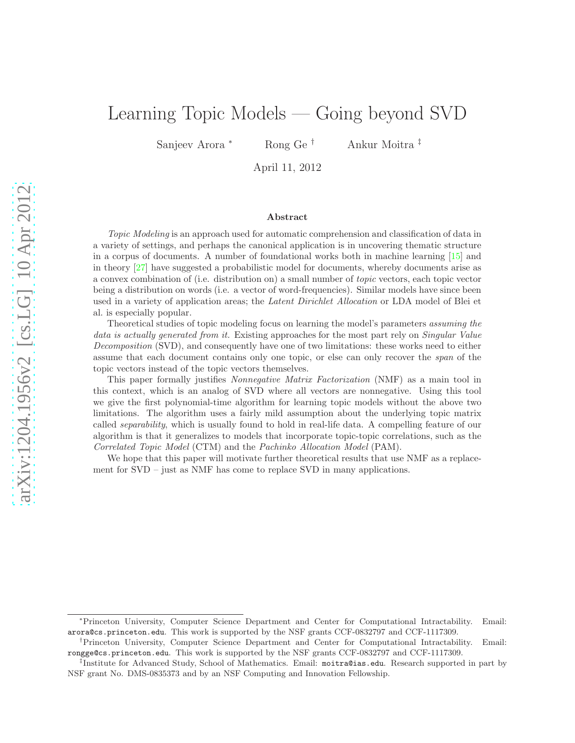# Learning Topic Models — Going beyond SVD

Sanjeev Arora [*] Rong Ge [†] Ankur Moitra [‡]

April 11, 2012

## Abstract

*Topic Modeling* is an approach used for automatic comprehension and classification of data in a variety of settings, and perhaps the canonical application is in uncovering thematic structure in a corpus of documents. A number of foundational works both in machine learning [15] and in theory [27] have suggested a probabilistic model for documents, whereby documents arise as a convex combination of (i.e. distribution on) a small number of *topic* vectors, each topic vector being a distribution on words (i.e. a vector of word-frequencies). Similar models have since been used in a variety of application areas; the *Latent Dirichlet Allocation* or LDA model of Blei et al. is especially popular.

Theoretical studies of topic modeling focus on learning the model's parameters *assuming the data is actually generated from it.* Existing approaches for the most part rely on *Singular Value Decomposition* (SVD), and consequently have one of two limitations: these works need to either assume that each document contains only one topic, or else can only recover the *span* of the topic vectors instead of the topic vectors themselves.

This paper formally justifies *Nonnegative Matrix Factorization* (NMF) as a main tool in this context, which is an analog of SVD where all vectors are nonnegative. Using this tool we give the first polynomial-time algorithm for learning topic models without the above two limitations. The algorithm uses a fairly mild assumption about the underlying topic matrix called *separability*, which is usually found to hold in real-life data. A compelling feature of our algorithm is that it generalizes to models that incorporate topic-topic correlations, such as the *Correlated Topic Model* (CTM) and the *Pachinko Allocation Model* (PAM).

We hope that this paper will motivate further theoretical results that use NMF as a replacement for SVD – just as NMF has come to replace SVD in many applications.

---

[*] Princeton University, Computer Science Department and Center for Computational Intractability. Email: arora@cs.princeton.edu. This work is supported by the NSF grants CCF-0832797 and CCF-1117309.

[†] Princeton University, Computer Science Department and Center for Computational Intractability. Email: rongge@cs.princeton.edu. This work is supported by the NSF grants CCF-0832797 and CCF-1117309.

[‡] Institute for Advanced Study, School of Mathematics. Email: moitra@ias.edu. Research supported in part by NSF grant No. DMS-0835373 and by an NSF Computing and Innovation Fellowship.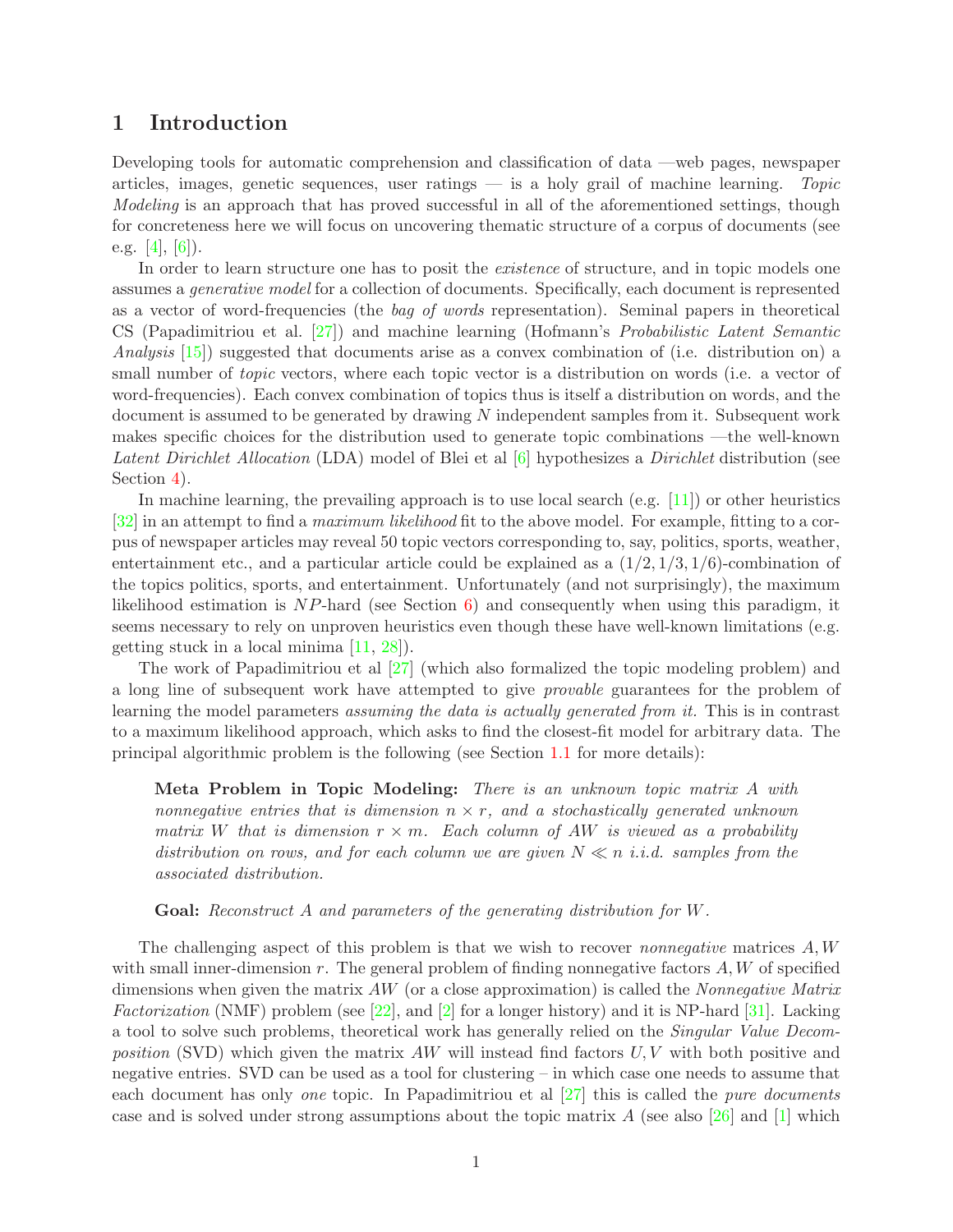## 1 Introduction

Developing tools for automatic comprehension and classification of data —web pages, newspaper articles, images, genetic sequences, user ratings — is a holy grail of machine learning. *Topic Modeling* is an approach that has proved successful in all of the aforementioned settings, though for concreteness here we will focus on uncovering thematic structure of a corpus of documents (see e.g. [4], [6]).

In order to learn structure one has to posit the *existence* of structure, and in topic models one assumes a *generative model* for a collection of documents. Specifically, each document is represented as a vector of word-frequencies (the *bag of words* representation). Seminal papers in theoretical CS (Papadimitriou et al. [27]) and machine learning (Hofmann's *Probabilistic Latent Semantic Analysis* [15]) suggested that documents arise as a convex combination of (i.e. distribution on) a small number of *topic* vectors, where each topic vector is a distribution on words (i.e. a vector of word-frequencies). Each convex combination of topics thus is itself a distribution on words, and the document is assumed to be generated by drawing $N$ independent samples from it. Subsequent work makes specific choices for the distribution used to generate topic combinations —the well-known *Latent Dirichlet Allocation* (LDA) model of Blei et al [6] hypothesizes a *Dirichlet* distribution (see Section 4).

In machine learning, the prevailing approach is to use local search (e.g. [11]) or other heuristics [32] in an attempt to find a *maximum likelihood* fit to the above model. For example, fitting to a corpus of newspaper articles may reveal 50 topic vectors corresponding to, say, politics, sports, weather, entertainment etc., and a particular article could be explained as a $(1/2, 1/3, 1/6)$-combination of the topics politics, sports, and entertainment. Unfortunately (and not surprisingly), the maximum likelihood estimation is $NP$-hard (see Section 6) and consequently when using this paradigm, it seems necessary to rely on unproven heuristics even though these have well-known limitations (e.g. getting stuck in a local minima [11, 28]).

The work of Papadimitriou et al [27] (which also formalized the topic modeling problem) and a long line of subsequent work have attempted to give *provable* guarantees for the problem of learning the model parameters *assuming the data is actually generated from it.* This is in contrast to a maximum likelihood approach, which asks to find the closest-fit model for arbitrary data. The principal algorithmic problem is the following (see Section 1.1 for more details):

> **Meta Problem in Topic Modeling:** *There is an unknown topic matrix $A$ with nonnegative entries that is dimension $n \times r$, and a stochastically generated unknown matrix $W$ that is dimension $r \times m$. Each column of $AW$ is viewed as a probability distribution on rows, and for each column we are given $N \ll n$ i.i.d. samples from the associated distribution.*
>
> **Goal:** *Reconstruct $A$ and parameters of the generating distribution for $W$.*

The challenging aspect of this problem is that we wish to recover *nonnegative* matrices $A, W$ with small inner-dimension $r$. The general problem of finding nonnegative factors $A, W$ of specified dimensions when given the matrix $AW$ (or a close approximation) is called the *Nonnegative Matrix Factorization* (NMF) problem (see [22], and [2] for a longer history) and it is NP-hard [31]. Lacking a tool to solve such problems, theoretical work has generally relied on the *Singular Value Decomposition* (SVD) which given the matrix $AW$ will instead find factors $U, V$ with both positive and negative entries. SVD can be used as a tool for clustering – in which case one needs to assume that each document has only *one* topic. In Papadimitriou et al [27] this is called the *pure documents* case and is solved under strong assumptions about the topic matrix $A$ (see also [26] and [1] which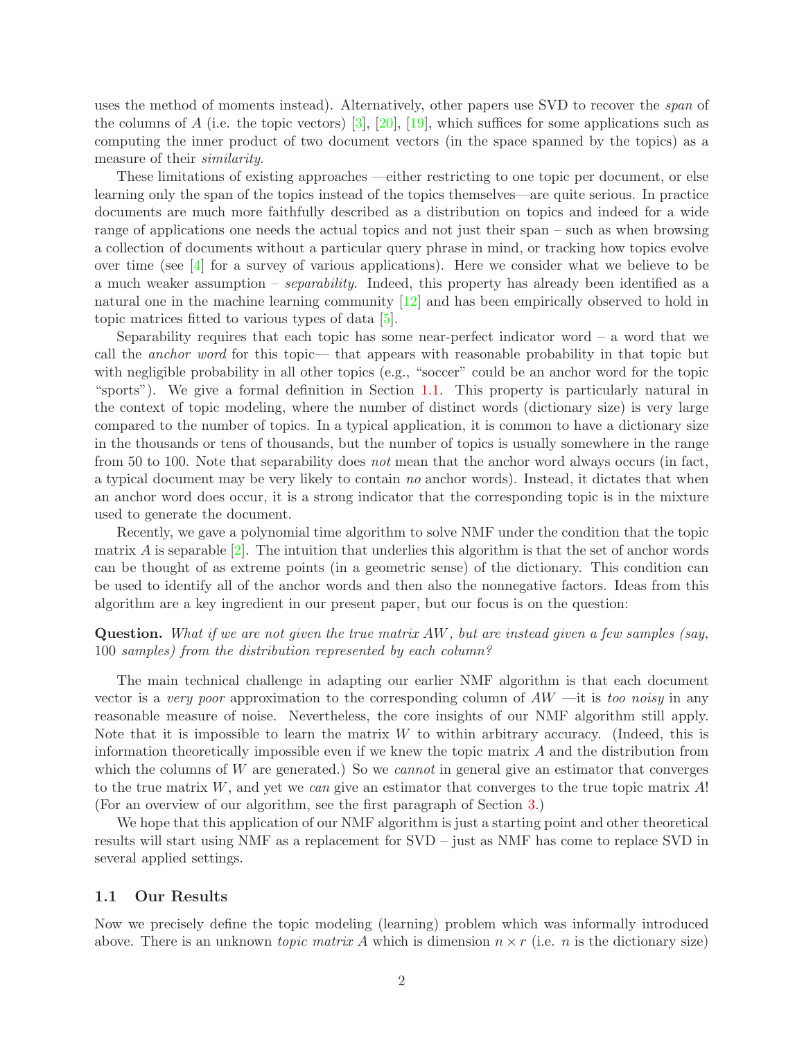uses the method of moments instead). Alternatively, other papers use SVD to recover the *span* of the columns of $A$ (i.e. the topic vectors) [3], [20], [19], which suffices for some applications such as computing the inner product of two document vectors (in the space spanned by the topics) as a measure of their *similarity*.

These limitations of existing approaches —either restricting to one topic per document, or else learning only the span of the topics instead of the topics themselves—are quite serious. In practice documents are much more faithfully described as a distribution on topics and indeed for a wide range of applications one needs the actual topics and not just their span – such as when browsing a collection of documents without a particular query phrase in mind, or tracking how topics evolve over time (see [4] for a survey of various applications). Here we consider what we believe to be a much weaker assumption – *separability*. Indeed, this property has already been identified as a natural one in the machine learning community [12] and has been empirically observed to hold in topic matrices fitted to various types of data [5].

Separability requires that each topic has some near-perfect indicator word – a word that we call the *anchor word* for this topic— that appears with reasonable probability in that topic but with negligible probability in all other topics (e.g., "soccer" could be an anchor word for the topic "sports"). We give a formal definition in Section 1.1. This property is particularly natural in the context of topic modeling, where the number of distinct words (dictionary size) is very large compared to the number of topics. In a typical application, it is common to have a dictionary size in the thousands or tens of thousands, but the number of topics is usually somewhere in the range from 50 to 100. Note that separability does *not* mean that the anchor word always occurs (in fact, a typical document may be very likely to contain *no* anchor words). Instead, it dictates that when an anchor word does occur, it is a strong indicator that the corresponding topic is in the mixture used to generate the document.

Recently, we gave a polynomial time algorithm to solve NMF under the condition that the topic matrix $A$ is separable [2]. The intuition that underlies this algorithm is that the set of anchor words can be thought of as extreme points (in a geometric sense) of the dictionary. This condition can be used to identify all of the anchor words and then also the nonnegative factors. Ideas from this algorithm are a key ingredient in our present paper, but our focus is on the question:

**Question.** *What if we are not given the true matrix $AW$, but are instead given a few samples (say, 100 samples) from the distribution represented by each column?*

The main technical challenge in adapting our earlier NMF algorithm is that each document vector is a *very poor* approximation to the corresponding column of $AW$ —it is *too noisy* in any reasonable measure of noise. Nevertheless, the core insights of our NMF algorithm still apply. Note that it is impossible to learn the matrix $W$ to within arbitrary accuracy. (Indeed, this is information theoretically impossible even if we knew the topic matrix $A$ and the distribution from which the columns of $W$ are generated.) So we *cannot* in general give an estimator that converges to the true matrix $W$, and yet we *can* give an estimator that converges to the true topic matrix $A$! (For an overview of our algorithm, see the first paragraph of Section 3.)

We hope that this application of our NMF algorithm is just a starting point and other theoretical results will start using NMF as a replacement for SVD – just as NMF has come to replace SVD in several applied settings.

## 1.1 Our Results

Now we precisely define the topic modeling (learning) problem which was informally introduced above. There is an unknown *topic matrix* $A$ which is dimension $n \times r$ (i.e. $n$ is the dictionary size)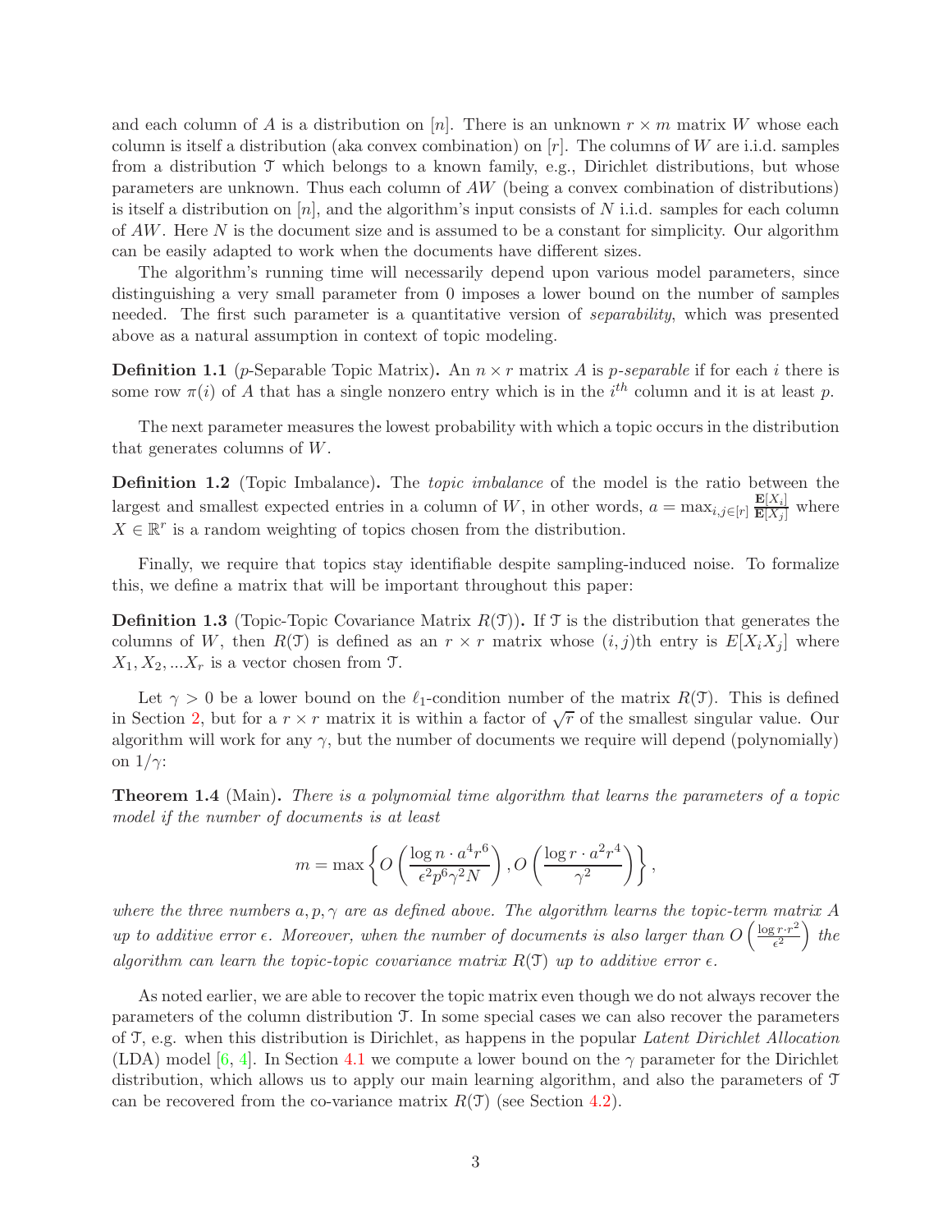and each column of $A$ is a distribution on $[n]$. There is an unknown $r \times m$ matrix $W$ whose each column is itself a distribution (aka convex combination) on $[r]$. The columns of $W$ are i.i.d. samples from a distribution $\mathcal{T}$ which belongs to a known family, e.g., Dirichlet distributions, but whose parameters are unknown. Thus each column of $AW$ (being a convex combination of distributions) is itself a distribution on $[n]$, and the algorithm's input consists of $N$ i.i.d. samples for each column of $AW$. Here $N$ is the document size and is assumed to be a constant for simplicity. Our algorithm can be easily adapted to work when the documents have different sizes.

The algorithm's running time will necessarily depend upon various model parameters, since distinguishing a very small parameter from 0 imposes a lower bound on the number of samples needed. The first such parameter is a quantitative version of *separability*, which was presented above as a natural assumption in context of topic modeling.

**Definition 1.1** ($p$-Separable Topic Matrix)**.** An $n \times r$ matrix $A$ is *$p$-separable* if for each $i$ there is some row $\pi(i)$ of $A$ that has a single nonzero entry which is in the $i^{th}$ column and it is at least $p$.

The next parameter measures the lowest probability with which a topic occurs in the distribution that generates columns of $W$.

**Definition 1.2** (Topic Imbalance)**.** The *topic imbalance* of the model is the ratio between the largest and smallest expected entries in a column of $W$, in other words, $a = \max_{i,j\in[r]} \frac{\mathbf{E}[X_i]}{\mathbf{E}[X_j]}$ where $X \in \mathbb{R}^r$ is a random weighting of topics chosen from the distribution.

Finally, we require that topics stay identifiable despite sampling-induced noise. To formalize this, we define a matrix that will be important throughout this paper:

**Definition 1.3** (Topic-Topic Covariance Matrix $R(\mathcal{T})$)**.** If $\mathcal{T}$ is the distribution that generates the columns of $W$, then $R(\mathcal{T})$ is defined as an $r \times r$ matrix whose $(i, j)$th entry is $E[X_iX_j]$ where $X_1, X_2, ...X_r$ is a vector chosen from $\mathcal{T}$.

Let $\gamma > 0$ be a lower bound on the $\ell_1$-condition number of the matrix $R(\mathcal{T})$. This is defined in Section 2, but for a $r \times r$ matrix it is within a factor of $\sqrt{r}$ of the smallest singular value. Our algorithm will work for any $\gamma$, but the number of documents we require will depend (polynomially) on $1/\gamma$:

**Theorem 1.4** (Main)**.** *There is a polynomial time algorithm that learns the parameters of a topic model if the number of documents is at least*

$$m = \max\left\{O\left(\frac{\log n \cdot a^4 r^6}{\epsilon^2 p^6 \gamma^2 N}\right), O\left(\frac{\log r \cdot a^2 r^4}{\gamma^2}\right)\right\},$$

*where the three numbers $a, p, \gamma$ are as defined above. The algorithm learns the topic-term matrix $A$ up to additive error $\epsilon$. Moreover, when the number of documents is also larger than $O\left(\frac{\log r \cdot r^2}{\epsilon^2}\right)$ the algorithm can learn the topic-topic covariance matrix $R(\mathcal{T})$ up to additive error $\epsilon$.*

As noted earlier, we are able to recover the topic matrix even though we do not always recover the parameters of the column distribution $\mathcal{T}$. In some special cases we can also recover the parameters of $\mathcal{T}$, e.g. when this distribution is Dirichlet, as happens in the popular *Latent Dirichlet Allocation* (LDA) model [6, 4]. In Section 4.1 we compute a lower bound on the $\gamma$ parameter for the Dirichlet distribution, which allows us to apply our main learning algorithm, and also the parameters of $\mathcal{T}$ can be recovered from the co-variance matrix $R(\mathcal{T})$ (see Section 4.2).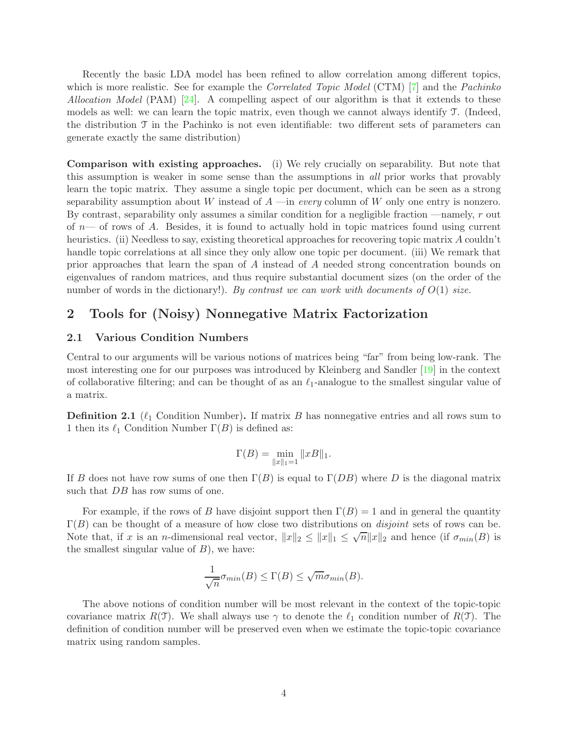Recently the basic LDA model has been refined to allow correlation among different topics, which is more realistic. See for example the *Correlated Topic Model* (CTM) [7] and the *Pachinko Allocation Model* (PAM) [24]. A compelling aspect of our algorithm is that it extends to these models as well: we can learn the topic matrix, even though we cannot always identify $\mathcal{T}$. (Indeed, the distribution $\mathcal{T}$ in the Pachinko is not even identifiable: two different sets of parameters can generate exactly the same distribution)

**Comparison with existing approaches.** (i) We rely crucially on separability. But note that this assumption is weaker in some sense than the assumptions in *all* prior works that provably learn the topic matrix. They assume a single topic per document, which can be seen as a strong separability assumption about $W$ instead of $A$ —in *every* column of $W$ only one entry is nonzero. By contrast, separability only assumes a similar condition for a negligible fraction —namely, $r$ out of $n$— of rows of $A$. Besides, it is found to actually hold in topic matrices found using current heuristics. (ii) Needless to say, existing theoretical approaches for recovering topic matrix $A$ couldn't handle topic correlations at all since they only allow one topic per document. (iii) We remark that prior approaches that learn the span of $A$ instead of $A$ needed strong concentration bounds on eigenvalues of random matrices, and thus require substantial document sizes (on the order of the number of words in the dictionary!). *By contrast we can work with documents of $O(1)$ size.*

## 2 Tools for (Noisy) Nonnegative Matrix Factorization

### 2.1 Various Condition Numbers

Central to our arguments will be various notions of matrices being "far" from being low-rank. The most interesting one for our purposes was introduced by Kleinberg and Sandler [19] in the context of collaborative filtering; and can be thought of as an $\ell_1$-analogue to the smallest singular value of a matrix.

**Definition 2.1** ($\ell_1$ Condition Number)**.** If matrix $B$ has nonnegative entries and all rows sum to 1 then its $\ell_1$ Condition Number $\Gamma(B)$ is defined as:

$$\Gamma(B) = \min_{\|x\|_1=1} \|xB\|_1.$$

If $B$ does not have row sums of one then $\Gamma(B)$ is equal to $\Gamma(DB)$ where $D$ is the diagonal matrix such that $DB$ has row sums of one.

For example, if the rows of $B$ have disjoint support then $\Gamma(B) = 1$ and in general the quantity $\Gamma(B)$ can be thought of a measure of how close two distributions on *disjoint* sets of rows can be. Note that, if $x$ is an $n$-dimensional real vector, $\|x\|_2 \le \|x\|_1 \le \sqrt{n}\|x\|_2$ and hence (if $\sigma_{min}(B)$ is the smallest singular value of $B$), we have:

$$\frac{1}{\sqrt{n}}\sigma_{min}(B) \le \Gamma(B) \le \sqrt{m}\sigma_{min}(B).$$

The above notions of condition number will be most relevant in the context of the topic-topic covariance matrix $R(\mathcal{T})$. We shall always use $\gamma$ to denote the $\ell_1$ condition number of $R(\mathcal{T})$. The definition of condition number will be preserved even when we estimate the topic-topic covariance matrix using random samples.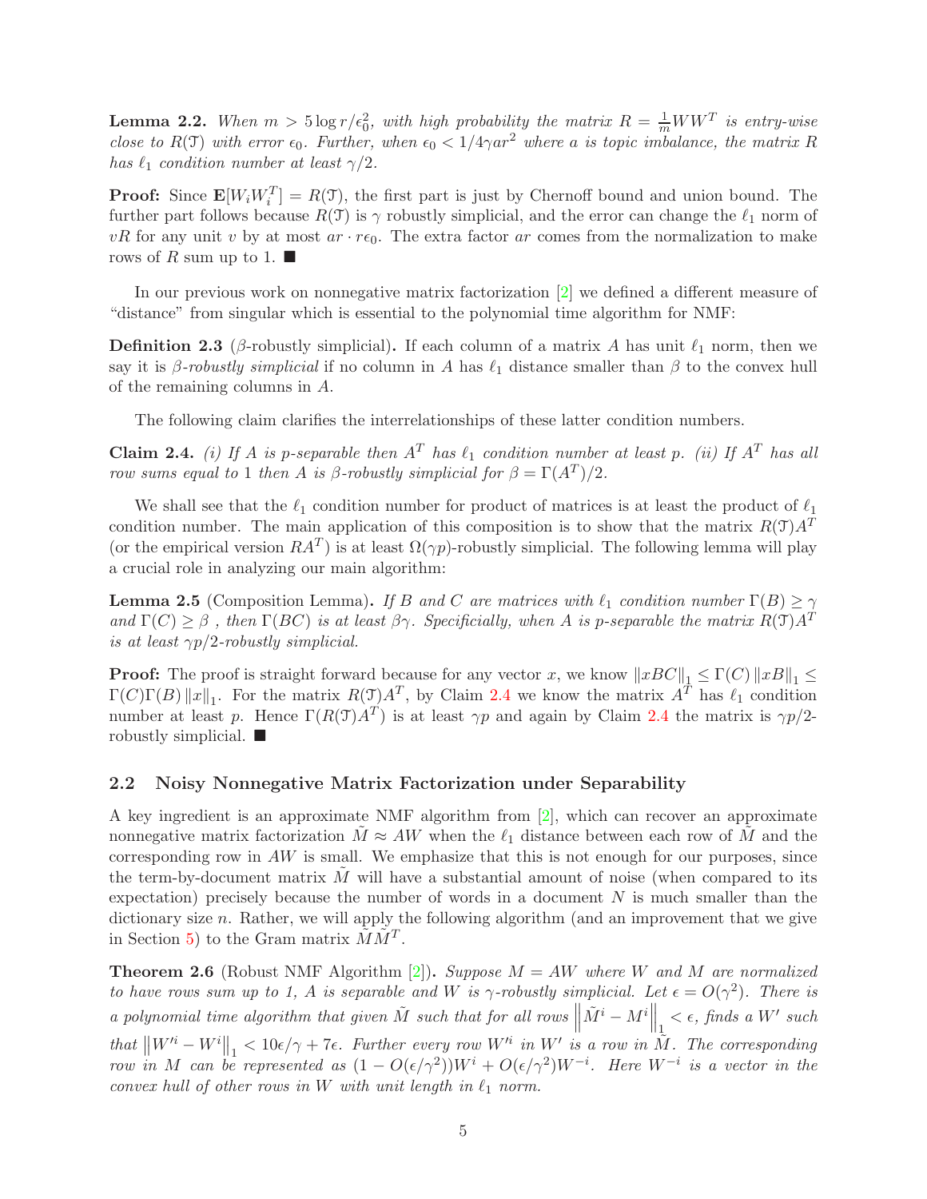**Lemma 2.2.** *When $m > 5\log r/\epsilon_0^2$, with high probability the matrix $R = \frac{1}{m}WW^T$ is entry-wise close to $R(\mathfrak{T})$ with error $\epsilon_0$. Further, when $\epsilon_0 < 1/4\gamma a r^2$ where $a$ is topic imbalance, the matrix $R$ has $\ell_1$ condition number at least $\gamma/2$.*

**Proof:** Since $\mathbf{E}[W_i W_i^T] = R(\mathfrak{T})$, the first part is just by Chernoff bound and union bound. The further part follows because $R(\mathfrak{T})$ is $\gamma$ robustly simplicial, and the error can change the $\ell_1$ norm of $vR$ for any unit $v$ by at most $ar \cdot r\epsilon_0$. The extra factor $ar$ comes from the normalization to make rows of $R$ sum up to 1. ■

In our previous work on nonnegative matrix factorization [2] we defined a different measure of "distance" from singular which is essential to the polynomial time algorithm for NMF:

**Definition 2.3** ($\beta$-robustly simplicial)**.** If each column of a matrix $A$ has unit $\ell_1$ norm, then we say it is *$\beta$-robustly simplicial* if no column in $A$ has $\ell_1$ distance smaller than $\beta$ to the convex hull of the remaining columns in $A$.

The following claim clarifies the interrelationships of these latter condition numbers.

**Claim 2.4.** *(i) If $A$ is $p$-separable then $A^T$ has $\ell_1$ condition number at least $p$. (ii) If $A^T$ has all row sums equal to 1 then $A$ is $\beta$-robustly simplicial for $\beta = \Gamma(A^T)/2$.*

We shall see that the $\ell_1$ condition number for product of matrices is at least the product of $\ell_1$ condition number. The main application of this composition is to show that the matrix $R(\mathfrak{T})A^T$ (or the empirical version $RA^T$) is at least $\Omega(\gamma p)$-robustly simplicial. The following lemma will play a crucial role in analyzing our main algorithm:

**Lemma 2.5** (Composition Lemma)**.** *If $B$ and $C$ are matrices with $\ell_1$ condition number $\Gamma(B) \geq \gamma$ and $\Gamma(C) \geq \beta$ , then $\Gamma(BC)$ is at least $\beta\gamma$. Specifically, when $A$ is $p$-separable the matrix $R(\mathfrak{T})A^T$ is at least $\gamma p/2$-robustly simplicial.*

**Proof:** The proof is straight forward because for any vector $x$, we know $\|xBC\|_1 \leq \Gamma(C)\|xB\|_1 \leq \Gamma(C)\Gamma(B)\|x\|_1$. For the matrix $R(\mathfrak{T})A^T$, by Claim 2.4 we know the matrix $A^T$ has $\ell_1$ condition number at least $p$. Hence $\Gamma(R(\mathfrak{T})A^T)$ is at least $\gamma p$ and again by Claim 2.4 the matrix is $\gamma p/2$-robustly simplicial. ■

### 2.2 Noisy Nonnegative Matrix Factorization under Separability

A key ingredient is an approximate NMF algorithm from [2], which can recover an approximate nonnegative matrix factorization $\tilde{M} \approx AW$ when the $\ell_1$ distance between each row of $\tilde{M}$ and the corresponding row in $AW$ is small. We emphasize that this is not enough for our purposes, since the term-by-document matrix $\tilde{M}$ will have a substantial amount of noise (when compared to its expectation) precisely because the number of words in a document $N$ is much smaller than the dictionary size $n$. Rather, we will apply the following algorithm (and an improvement that we give in Section 5) to the Gram matrix $\tilde{M}\tilde{M}^T$.

**Theorem 2.6** (Robust NMF Algorithm [2])**.** *Suppose $M = AW$ where $W$ and $M$ are normalized to have rows sum up to 1, $A$ is separable and $W$ is $\gamma$-robustly simplicial. Let $\epsilon = O(\gamma^2)$. There is a polynomial time algorithm that given $\tilde{M}$ such that for all rows $\left\|\tilde{M}^i - M^i\right\|_1 < \epsilon$, finds a $W'$ such that $\left\|W'^i - W^i\right\|_1 < 10\epsilon/\gamma + 7\epsilon$. Further every row $W'^i$ in $W'$ is a row in $\tilde{M}$. The corresponding row in $M$ can be represented as $(1 - O(\epsilon/\gamma^2))W^i + O(\epsilon/\gamma^2)W^{-i}$. Here $W^{-i}$ is a vector in the convex hull of other rows in $W$ with unit length in $\ell_1$ norm.*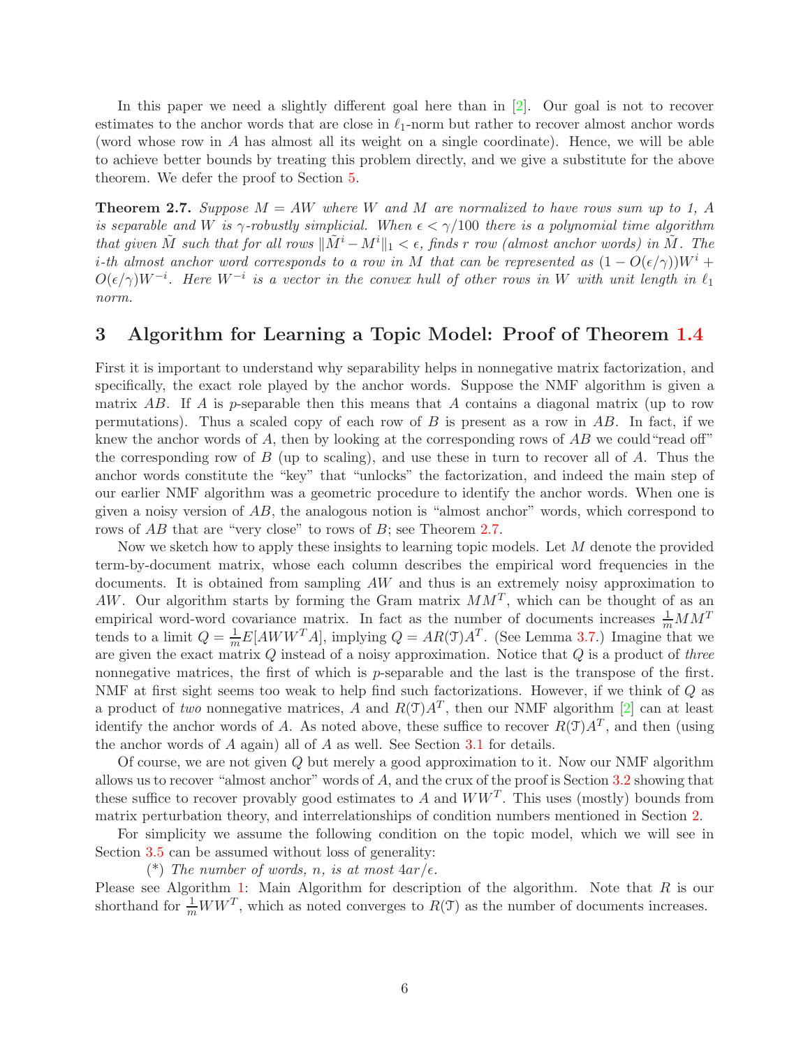In this paper we need a slightly different goal here than in [2]. Our goal is not to recover estimates to the anchor words that are close in $\ell_1$-norm but rather to recover almost anchor words (word whose row in $A$ has almost all its weight on a single coordinate). Hence, we will be able to achieve better bounds by treating this problem directly, and we give a substitute for the above theorem. We defer the proof to Section 5.

**Theorem 2.7.** *Suppose $M = AW$ where $W$ and $M$ are normalized to have rows sum up to 1, $A$ is separable and $W$ is $\gamma$-robustly simplicial. When $\epsilon < \gamma/100$ there is a polynomial time algorithm that given $\tilde{M}$ such that for all rows $\|\tilde{M}^i - M^i\|_1 < \epsilon$, finds $r$ row (almost anchor words) in $\tilde{M}$. The $i$-th almost anchor word corresponds to a row in $M$ that can be represented as $(1 - O(\epsilon/\gamma))W^i + O(\epsilon/\gamma)W^{-i}$. Here $W^{-i}$ is a vector in the convex hull of other rows in $W$ with unit length in $\ell_1$ norm.*

## 3 Algorithm for Learning a Topic Model: Proof of Theorem 1.4

First it is important to understand why separability helps in nonnegative matrix factorization, and specifically, the exact role played by the anchor words. Suppose the NMF algorithm is given a matrix $AB$. If $A$ is $p$-separable then this means that $A$ contains a diagonal matrix (up to row permutations). Thus a scaled copy of each row of $B$ is present as a row in $AB$. In fact, if we knew the anchor words of $A$, then by looking at the corresponding rows of $AB$ we could "read off" the corresponding row of $B$ (up to scaling), and use these in turn to recover all of $A$. Thus the anchor words constitute the "key" that "unlocks" the factorization, and indeed the main step of our earlier NMF algorithm was a geometric procedure to identify the anchor words. When one is given a noisy version of $AB$, the analogous notion is "almost anchor" words, which correspond to rows of $AB$ that are "very close" to rows of $B$; see Theorem 2.7.

Now we sketch how to apply these insights to learning topic models. Let $M$ denote the provided term-by-document matrix, whose each column describes the empirical word frequencies in the documents. It is obtained from sampling $AW$ and thus is an extremely noisy approximation to $AW$. Our algorithm starts by forming the Gram matrix $MM^T$, which can be thought of as an empirical word-word covariance matrix. In fact as the number of documents increases $\frac{1}{m}MM^T$ tends to a limit $Q = \frac{1}{m}E[AWW^TA]$, implying $Q = AR(\mathcal{T})A^T$. (See Lemma 3.7.) Imagine that we are given the exact matrix $Q$ instead of a noisy approximation. Notice that $Q$ is a product of *three* nonnegative matrices, the first of which is $p$-separable and the last is the transpose of the first. NMF at first sight seems too weak to help find such factorizations. However, if we think of $Q$ as a product of *two* nonnegative matrices, $A$ and $R(\mathcal{T})A^T$, then our NMF algorithm [2] can at least identify the anchor words of $A$. As noted above, these suffice to recover $R(\mathcal{T})A^T$, and then (using the anchor words of $A$ again) all of $A$ as well. See Section 3.1 for details.

Of course, we are not given $Q$ but merely a good approximation to it. Now our NMF algorithm allows us to recover "almost anchor" words of $A$, and the crux of the proof is Section 3.2 showing that these suffice to recover provably good estimates to $A$ and $WW^T$. This uses (mostly) bounds from matrix perturbation theory, and interrelationships of condition numbers mentioned in Section 2.

For simplicity we assume the following condition on the topic model, which we will see in Section 3.5 can be assumed without loss of generality:

(*) *The number of words, $n$, is at most $4ar/\epsilon$.*

Please see Algorithm 1: Main Algorithm for description of the algorithm. Note that $R$ is our shorthand for $\frac{1}{m}WW^T$, which as noted converges to $R(\mathcal{T})$ as the number of documents increases.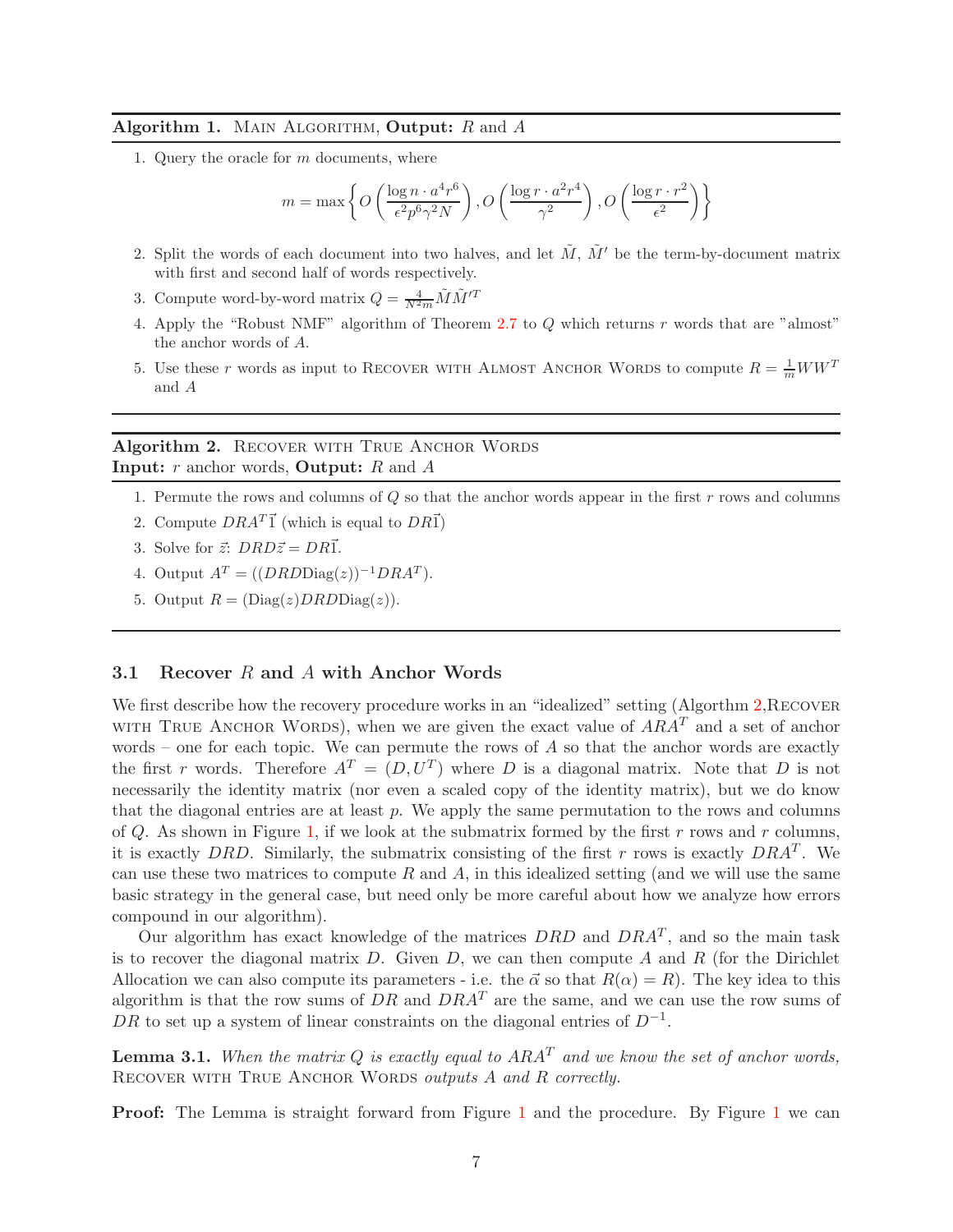**Algorithm 1.** Main Algorithm, **Output:** $R$ and $A$

1. Query the oracle for $m$ documents, where

$$m = \max\left\{ O\left(\frac{\log n \cdot a^4 r^6}{\epsilon^2 p^6 \gamma^2 N}\right), O\left(\frac{\log r \cdot a^2 r^4}{\gamma^2}\right), O\left(\frac{\log r \cdot r^2}{\epsilon^2}\right) \right\}$$

2. Split the words of each document into two halves, and let $\tilde{M}$, $\tilde{M}'$ be the term-by-document matrix with first and second half of words respectively.
3. Compute word-by-word matrix $Q = \frac{4}{N^2 m}\tilde{M}\tilde{M}'^T$
4. Apply the "Robust NMF" algorithm of Theorem 2.7 to $Q$ which returns $r$ words that are "almost" the anchor words of $A$.
5. Use these $r$ words as input to Recover with Almost Anchor Words to compute $R = \frac{1}{m}WW^T$ and $A$

**Algorithm 2.** Recover with True Anchor Words
**Input:** $r$ anchor words, **Output:** $R$ and $A$

1. Permute the rows and columns of $Q$ so that the anchor words appear in the first $r$ rows and columns
2. Compute $DRA^T\vec{1}$ (which is equal to $DR\vec{1}$)
3. Solve for $\vec{z}$: $DRD\vec{z} = DR\vec{1}$.
4. Output $A^T = ((DRD\text{Diag}(z))^{-1}DRA^T)$.
5. Output $R = (\text{Diag}(z)DRD\text{Diag}(z))$.

### 3.1 Recover $R$ and $A$ with Anchor Words

We first describe how the recovery procedure works in an "idealized" setting (Algorthm 2,Recover with True Anchor Words), when we are given the exact value of $ARA^T$ and a set of anchor words – one for each topic. We can permute the rows of $A$ so that the anchor words are exactly the first $r$ words. Therefore $A^T = (D, U^T)$ where $D$ is a diagonal matrix. Note that $D$ is not necessarily the identity matrix (nor even a scaled copy of the identity matrix), but we do know that the diagonal entries are at least $p$. We apply the same permutation to the rows and columns of $Q$. As shown in Figure 1, if we look at the submatrix formed by the first $r$ rows and $r$ columns, it is exactly $DRD$. Similarly, the submatrix consisting of the first $r$ rows is exactly $DRA^T$. We can use these two matrices to compute $R$ and $A$, in this idealized setting (and we will use the same basic strategy in the general case, but need only be more careful about how we analyze how errors compound in our algorithm).

Our algorithm has exact knowledge of the matrices $DRD$ and $DRA^T$, and so the main task is to recover the diagonal matrix $D$. Given $D$, we can then compute $A$ and $R$ (for the Dirichlet Allocation we can also compute its parameters - i.e. the $\vec{\alpha}$ so that $R(\alpha) = R$). The key idea to this algorithm is that the row sums of $DR$ and $DRA^T$ are the same, and we can use the row sums of $DR$ to set up a system of linear constraints on the diagonal entries of $D^{-1}$.

**Lemma 3.1.** *When the matrix $Q$ is exactly equal to $ARA^T$ and we know the set of anchor words,* Recover with True Anchor Words *outputs $A$ and $R$ correctly.*

**Proof:** The Lemma is straight forward from Figure 1 and the procedure. By Figure 1 we can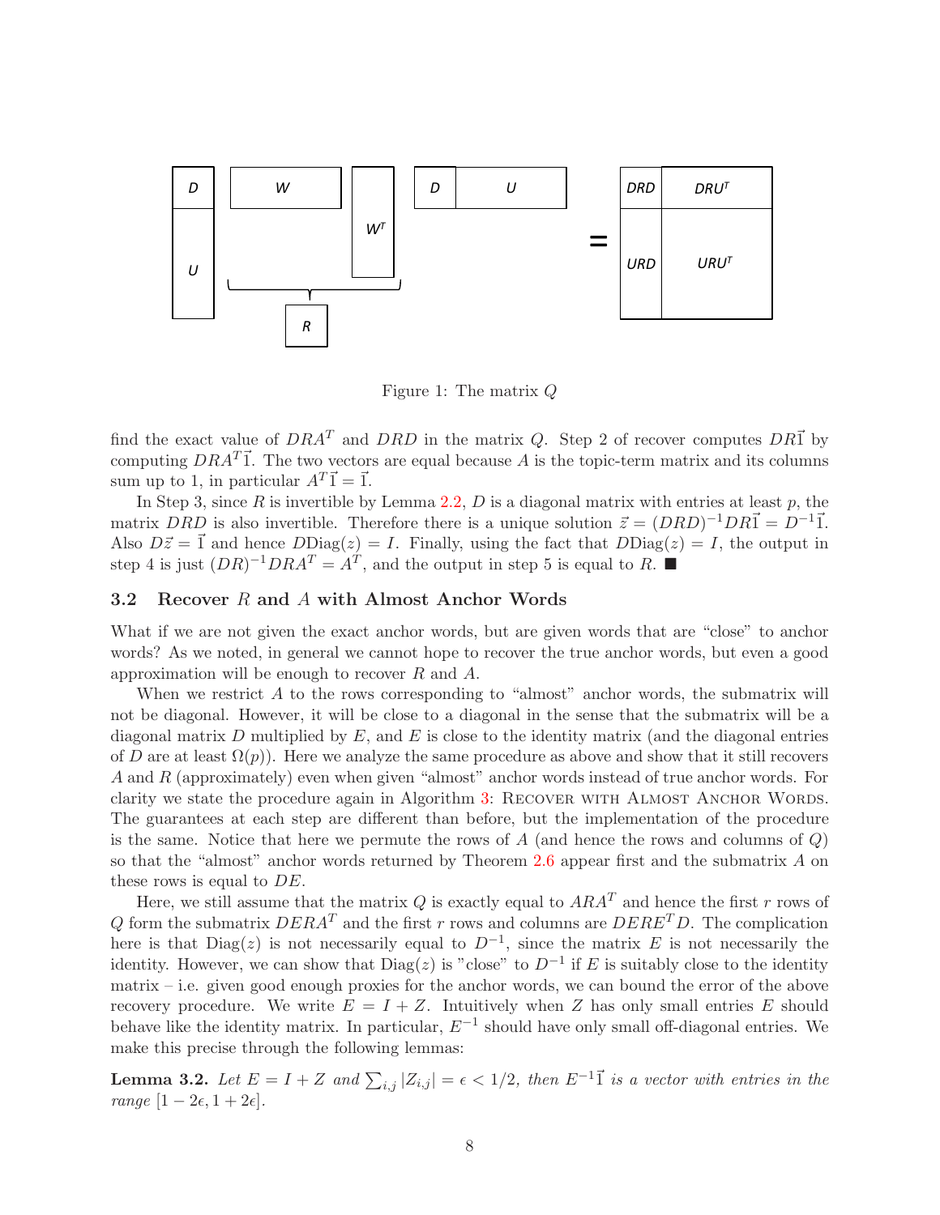Figure 1: The matrix $Q$

find the exact value of $DRA^T$ and $DRD$ in the matrix $Q$. Step 2 of recover computes $DR\vec{1}$ by computing $DRA^T\vec{1}$. The two vectors are equal because $A$ is the topic-term matrix and its columns sum up to 1, in particular $A^T\vec{1} = \vec{1}$.

In Step 3, since $R$ is invertible by Lemma 2.2, $D$ is a diagonal matrix with entries at least $p$, the matrix $DRD$ is also invertible. Therefore there is a unique solution $\vec{z} = (DRD)^{-1}DR\vec{1} = D^{-1}\vec{1}$. Also $D\vec{z} = \vec{1}$ and hence $D\text{Diag}(z) = I$. Finally, using the fact that $D\text{Diag}(z) = I$, the output in step 4 is just $(DR)^{-1}DRA^T = A^T$, and the output in step 5 is equal to $R$. ■

## 3.2 Recover $R$ and $A$ with Almost Anchor Words

What if we are not given the exact anchor words, but are given words that are "close" to anchor words? As we noted, in general we cannot hope to recover the true anchor words, but even a good approximation will be enough to recover $R$ and $A$.

When we restrict $A$ to the rows corresponding to "almost" anchor words, the submatrix will not be diagonal. However, it will be close to a diagonal in the sense that the submatrix will be a diagonal matrix $D$ multiplied by $E$, and $E$ is close to the identity matrix (and the diagonal entries of $D$ are at least $\Omega(p)$). Here we analyze the same procedure as above and show that it still recovers $A$ and $R$ (approximately) even when given "almost" anchor words instead of true anchor words. For clarity we state the procedure again in Algorithm 3: Recover with Almost Anchor Words. The guarantees at each step are different than before, but the implementation of the procedure is the same. Notice that here we permute the rows of $A$ (and hence the rows and columns of $Q$) so that the "almost" anchor words returned by Theorem 2.6 appear first and the submatrix $A$ on these rows is equal to $DE$.

Here, we still assume that the matrix $Q$ is exactly equal to $ARA^T$ and hence the first $r$ rows of $Q$ form the submatrix $DERA^T$ and the first $r$ rows and columns are $DERE^TD$. The complication here is that $\text{Diag}(z)$ is not necessarily equal to $D^{-1}$, since the matrix $E$ is not necessarily the identity. However, we can show that $\text{Diag}(z)$ is "close" to $D^{-1}$ if $E$ is suitably close to the identity matrix – i.e. given good enough proxies for the anchor words, we can bound the error of the above recovery procedure. We write $E = I + Z$. Intuitively when $Z$ has only small entries $E$ should behave like the identity matrix. In particular, $E^{-1}$ should have only small off-diagonal entries. We make this precise through the following lemmas:

**Lemma 3.2.** *Let $E = I + Z$ and $\sum_{i,j} |Z_{i,j}| = \epsilon < 1/2$, then $E^{-1}\vec{1}$ is a vector with entries in the range $[1 - 2\epsilon, 1 + 2\epsilon]$.*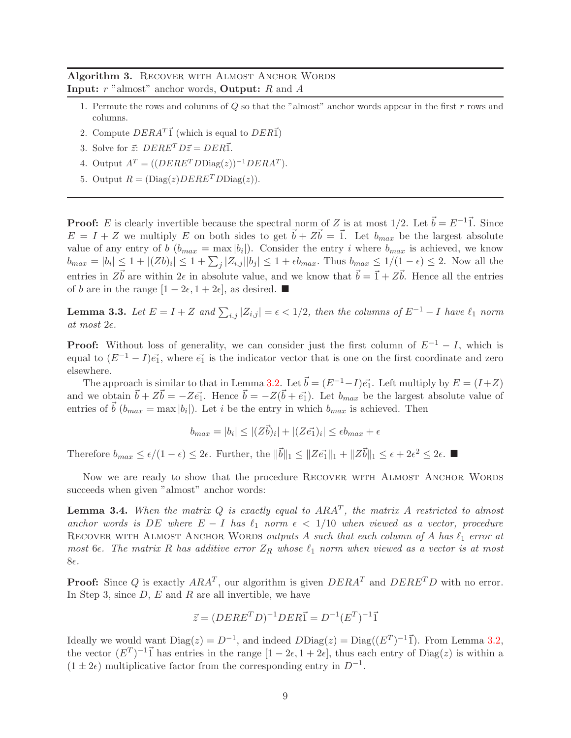**Algorithm 3.** Recover with Almost Anchor Words
**Input:** $r$ "almost" anchor words, **Output:** $R$ and $A$

1. Permute the rows and columns of $Q$ so that the "almost" anchor words appear in the first $r$ rows and columns.
2. Compute $DERA^T\vec{1}$ (which is equal to $DER\vec{1}$)
3. Solve for $\vec{z}$: $DERE^TD\vec{z} = DER\vec{1}$.
4. Output $A^T = ((DERE^TD\text{Diag}(z))^{-1}DERA^T)$.
5. Output $R = (\text{Diag}(z)DERE^TD\text{Diag}(z))$.

---

**Proof:** $E$ is clearly invertible because the spectral norm of $Z$ is at most $1/2$. Let $\vec{b} = E^{-1}\vec{1}$. Since $E = I + Z$ we multiply $E$ on both sides to get $\vec{b} + Z\vec{b} = \vec{1}$. Let $b_{max}$ be the largest absolute value of any entry of $b$ ($b_{max} = \max |b_i|$). Consider the entry $i$ where $b_{max}$ is achieved, we know $b_{max} = |b_i| \le 1 + |(Zb)_i| \le 1 + \sum_j |Z_{i,j}||b_j| \le 1 + \epsilon b_{max}$. Thus $b_{max} \le 1/(1-\epsilon) \le 2$. Now all the entries in $Z\vec{b}$ are within $2\epsilon$ in absolute value, and we know that $\vec{b} = \vec{1} + Z\vec{b}$. Hence all the entries of $b$ are in the range $[1-2\epsilon, 1+2\epsilon]$, as desired. ■

**Lemma 3.3.** *Let $E = I + Z$ and $\sum_{i,j} |Z_{i,j}| = \epsilon < 1/2$, then the columns of $E^{-1} - I$ have $\ell_1$ norm at most $2\epsilon$.*

**Proof:** Without loss of generality, we can consider just the first column of $E^{-1} - I$, which is equal to $(E^{-1} - I)\vec{e_1}$, where $\vec{e_1}$ is the indicator vector that is one on the first coordinate and zero elsewhere.

The approach is similar to that in Lemma 3.2. Let $\vec{b} = (E^{-1} - I)\vec{e_1}$. Left multiply by $E = (I+Z)$ and we obtain $\vec{b} + Z\vec{b} = -Z\vec{e_1}$. Hence $\vec{b} = -Z(\vec{b} + \vec{e_1})$. Let $b_{max}$ be the largest absolute value of entries of $\vec{b}$ ($b_{max} = \max |b_i|$). Let $i$ be the entry in which $b_{max}$ is achieved. Then

$$b_{max} = |b_i| \le |(Z\vec{b})_i| + |(Z\vec{e_1})_i| \le \epsilon b_{max} + \epsilon$$

Therefore $b_{max} \le \epsilon/(1-\epsilon) \le 2\epsilon$. Further, the $\|\vec{b}\|_1 \le \|Z\vec{e_1}\|_1 + \|Z\vec{b}\|_1 \le \epsilon + 2\epsilon^2 \le 2\epsilon$. ■

Now we are ready to show that the procedure Recover with Almost Anchor Words succeeds when given "almost" anchor words:

**Lemma 3.4.** *When the matrix $Q$ is exactly equal to $ARA^T$, the matrix $A$ restricted to almost anchor words is $DE$ where $E - I$ has $\ell_1$ norm $\epsilon < 1/10$ when viewed as a vector, procedure* Recover with Almost Anchor Words *outputs $A$ such that each column of $A$ has $\ell_1$ error at most $6\epsilon$. The matrix $R$ has additive error $Z_R$ whose $\ell_1$ norm when viewed as a vector is at most $8\epsilon$.*

**Proof:** Since $Q$ is exactly $ARA^T$, our algorithm is given $DERA^T$ and $DERE^TD$ with no error. In Step 3, since $D$, $E$ and $R$ are all invertible, we have

$$\vec{z} = (DERE^TD)^{-1}DER\vec{1} = D^{-1}(E^T)^{-1}\vec{1}$$

Ideally we would want $\text{Diag}(z) = D^{-1}$, and indeed $D\text{Diag}(z) = \text{Diag}((E^T)^{-1}\vec{1})$. From Lemma 3.2, the vector $(E^T)^{-1}\vec{1}$ has entries in the range $[1-2\epsilon, 1+2\epsilon]$, thus each entry of $\text{Diag}(z)$ is within a $(1 \pm 2\epsilon)$ multiplicative factor from the corresponding entry in $D^{-1}$.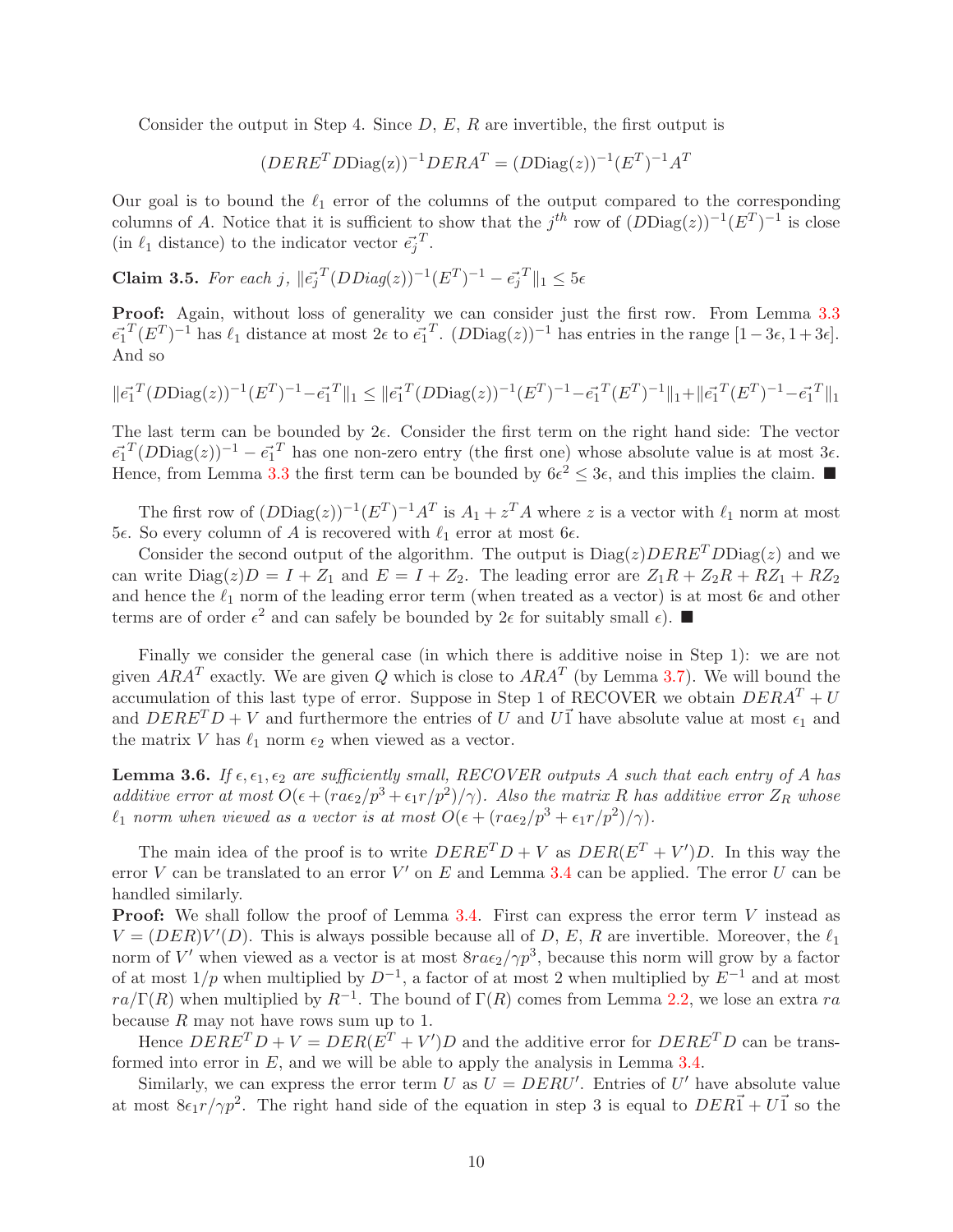Consider the output in Step 4. Since $D$, $E$, $R$ are invertible, the first output is

$$(DERE^T D\text{Diag}(z))^{-1} DERA^T = (D\text{Diag}(z))^{-1}(E^T)^{-1}A^T$$

Our goal is to bound the $\ell_1$ error of the columns of the output compared to the corresponding columns of $A$. Notice that it is sufficient to show that the $j^{th}$ row of $(D\text{Diag}(z))^{-1}(E^T)^{-1}$ is close (in $\ell_1$ distance) to the indicator vector $\vec{e_j}^T$.

**Claim 3.5.** *For each $j$, $\|\vec{e_j}^T(DDiag(z))^{-1}(E^T)^{-1} - \vec{e_j}^T\|_1 \leq 5\epsilon$*

**Proof:** Again, without loss of generality we can consider just the first row. From Lemma 3.3 $\vec{e_1}^T(E^T)^{-1}$ has $\ell_1$ distance at most $2\epsilon$ to $\vec{e_1}^T$. $(D\text{Diag}(z))^{-1}$ has entries in the range $[1-3\epsilon, 1+3\epsilon]$. And so

$$\|\vec{e_1}^T(D\text{Diag}(z))^{-1}(E^T)^{-1} - \vec{e_1}^T\|_1 \leq \|\vec{e_1}^T(D\text{Diag}(z))^{-1}(E^T)^{-1} - \vec{e_1}^T(E^T)^{-1}\|_1 + \|\vec{e_1}^T(E^T)^{-1} - \vec{e_1}^T\|_1$$

The last term can be bounded by $2\epsilon$. Consider the first term on the right hand side: The vector $\vec{e_1}^T(D\text{Diag}(z))^{-1} - \vec{e_1}^T$ has one non-zero entry (the first one) whose absolute value is at most $3\epsilon$. Hence, from Lemma 3.3 the first term can be bounded by $6\epsilon^2 \leq 3\epsilon$, and this implies the claim. ■

The first row of $(D\text{Diag}(z))^{-1}(E^T)^{-1}A^T$ is $A_1 + z^T A$ where $z$ is a vector with $\ell_1$ norm at most $5\epsilon$. So every column of $A$ is recovered with $\ell_1$ error at most $6\epsilon$.

Consider the second output of the algorithm. The output is $\text{Diag}(z)DERE^T D\text{Diag}(z)$ and we can write $\text{Diag}(z)D = I + Z_1$ and $E = I + Z_2$. The leading error are $Z_1R + Z_2R + RZ_1 + RZ_2$ and hence the $\ell_1$ norm of the leading error term (when treated as a vector) is at most $6\epsilon$ and other terms are of order $\epsilon^2$ and can safely be bounded by $2\epsilon$ for suitably small $\epsilon$). ■

Finally we consider the general case (in which there is additive noise in Step 1): we are not given $ARA^T$ exactly. We are given $Q$ which is close to $ARA^T$ (by Lemma 3.7). We will bound the accumulation of this last type of error. Suppose in Step 1 of RECOVER we obtain $DERA^T + U$ and $DERE^T D + V$ and furthermore the entries of $U$ and $U\vec{1}$ have absolute value at most $\epsilon_1$ and the matrix $V$ has $\ell_1$ norm $\epsilon_2$ when viewed as a vector.

**Lemma 3.6.** *If $\epsilon, \epsilon_1, \epsilon_2$ are sufficiently small, RECOVER outputs $A$ such that each entry of $A$ has additive error at most $O(\epsilon + (ra\epsilon_2/p^3 + \epsilon_1 r/p^2)/\gamma)$. Also the matrix $R$ has additive error $Z_R$ whose $\ell_1$ norm when viewed as a vector is at most $O(\epsilon + (ra\epsilon_2/p^3 + \epsilon_1 r/p^2)/\gamma)$.*

The main idea of the proof is to write $DERE^T D + V$ as $DER(E^T + V')D$. In this way the error $V$ can be translated to an error $V'$ on $E$ and Lemma 3.4 can be applied. The error $U$ can be handled similarly.

**Proof:** We shall follow the proof of Lemma 3.4. First can express the error term $V$ instead as $V = (DER)V'(D)$. This is always possible because all of $D$, $E$, $R$ are invertible. Moreover, the $\ell_1$ norm of $V'$ when viewed as a vector is at most $8ra\epsilon_2/\gamma p^3$, because this norm will grow by a factor of at most $1/p$ when multiplied by $D^{-1}$, a factor of at most 2 when multiplied by $E^{-1}$ and at most $ra/\Gamma(R)$ when multiplied by $R^{-1}$. The bound of $\Gamma(R)$ comes from Lemma 2.2, we lose an extra $ra$ because $R$ may not have rows sum up to 1.

Hence $DERE^T D + V = DER(E^T + V')D$ and the additive error for $DERE^T D$ can be transformed into error in $E$, and we will be able to apply the analysis in Lemma 3.4.

Similarly, we can express the error term $U$ as $U = DERU'$. Entries of $U'$ have absolute value at most $8\epsilon_1 r/\gamma p^2$. The right hand side of the equation in step 3 is equal to $DER\vec{1} + U\vec{1}$ so the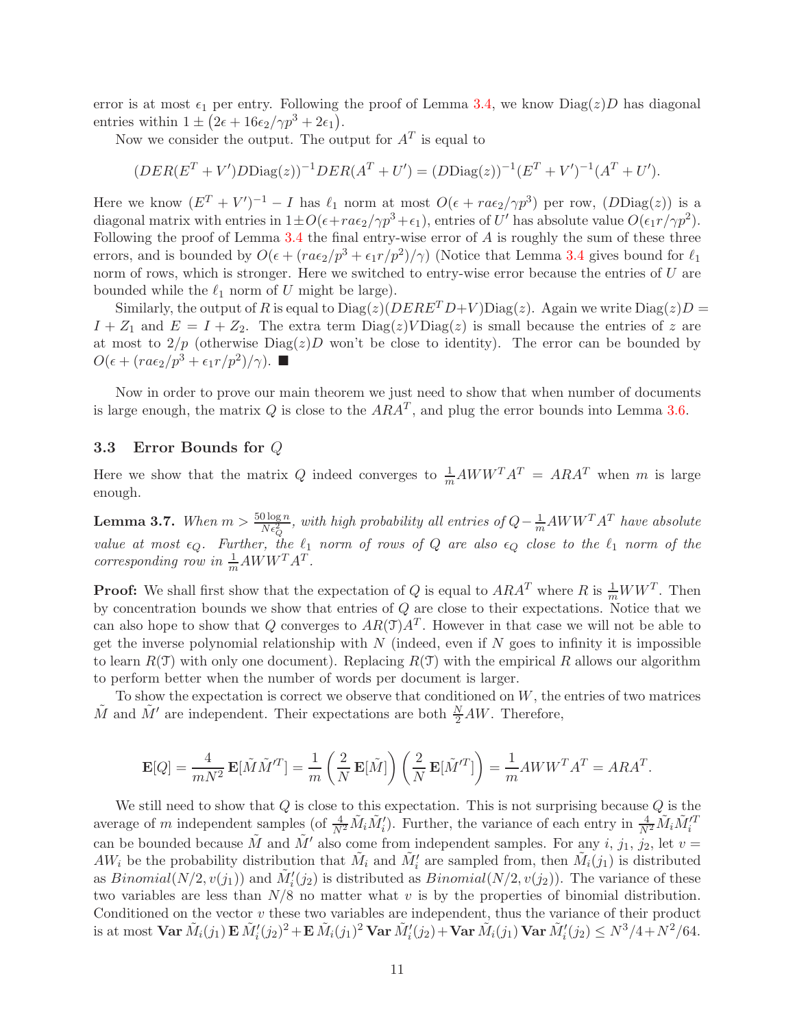error is at most $\epsilon_1$ per entry. Following the proof of Lemma 3.4, we know $\text{Diag}(z)D$ has diagonal entries within $1 \pm (2\epsilon + 16\epsilon_2/\gamma p^3 + 2\epsilon_1)$.

Now we consider the output. The output for $A^T$ is equal to

$$(DER(E^T + V')D\text{Diag}(z))^{-1} DER(A^T + U') = (D\text{Diag}(z))^{-1}(E^T + V')^{-1}(A^T + U').$$

Here we know $(E^T + V')^{-1} - I$ has $\ell_1$ norm at most $O(\epsilon + ra\epsilon_2/\gamma p^3)$ per row, $(D\text{Diag}(z))$ is a diagonal matrix with entries in $1 \pm O(\epsilon + ra\epsilon_2/\gamma p^3 + \epsilon_1)$, entries of $U'$ has absolute value $O(\epsilon_1 r/\gamma p^2)$. Following the proof of Lemma 3.4 the final entry-wise error of $A$ is roughly the sum of these three errors, and is bounded by $O(\epsilon + (ra\epsilon_2/p^3 + \epsilon_1 r/p^2)/\gamma)$ (Notice that Lemma 3.4 gives bound for $\ell_1$ norm of rows, which is stronger. Here we switched to entry-wise error because the entries of $U$ are bounded while the $\ell_1$ norm of $U$ might be large).

Similarly, the output of $R$ is equal to $\text{Diag}(z)(DERE^T D + V)\text{Diag}(z)$. Again we write $\text{Diag}(z)D = I + Z_1$ and $E = I + Z_2$. The extra term $\text{Diag}(z)V\text{Diag}(z)$ is small because the entries of $z$ are at most to $2/p$ (otherwise $\text{Diag}(z)D$ won't be close to identity). The error can be bounded by $O(\epsilon + (ra\epsilon_2/p^3 + \epsilon_1 r/p^2)/\gamma)$. ■

Now in order to prove our main theorem we just need to show that when number of documents is large enough, the matrix $Q$ is close to the $ARA^T$, and plug the error bounds into Lemma 3.6.

### 3.3 Error Bounds for $Q$

Here we show that the matrix $Q$ indeed converges to $\frac{1}{m}AWW^TA^T = ARA^T$ when $m$ is large enough.

**Lemma 3.7.** *When $m > \frac{50 \log n}{N\epsilon_Q^2}$, with high probability all entries of $Q - \frac{1}{m}AWW^TA^T$ have absolute value at most $\epsilon_Q$. Further, the $\ell_1$ norm of rows of $Q$ are also $\epsilon_Q$ close to the $\ell_1$ norm of the corresponding row in $\frac{1}{m}AWW^TA^T$.*

**Proof:** We shall first show that the expectation of $Q$ is equal to $ARA^T$ where $R$ is $\frac{1}{m}WW^T$. Then by concentration bounds we show that entries of $Q$ are close to their expectations. Notice that we can also hope to show that $Q$ converges to $AR(\mathcal{T})A^T$. However in that case we will not be able to get the inverse polynomial relationship with $N$ (indeed, even if $N$ goes to infinity it is impossible to learn $R(\mathcal{T})$ with only one document). Replacing $R(\mathcal{T})$ with the empirical $R$ allows our algorithm to perform better when the number of words per document is larger.

To show the expectation is correct we observe that conditioned on $W$, the entries of two matrices $\tilde{M}$ and $\tilde{M}'$ are independent. Their expectations are both $\frac{N}{2}AW$. Therefore,

$$\mathbf{E}[Q] = \frac{4}{mN^2}\mathbf{E}[\tilde{M}\tilde{M}'^T] = \frac{1}{m}\left(\frac{2}{N}\mathbf{E}[\tilde{M}]\right)\left(\frac{2}{N}\mathbf{E}[\tilde{M}'^T]\right) = \frac{1}{m}AWW^TA^T = ARA^T.$$

We still need to show that $Q$ is close to this expectation. This is not surprising because $Q$ is the average of $m$ independent samples (of $\frac{4}{N^2}\tilde{M}_i\tilde{M}_i'$). Further, the variance of each entry in $\frac{4}{N^2}\tilde{M}_i\tilde{M}_i'^T$ can be bounded because $\tilde{M}$ and $\tilde{M}'$ also come from independent samples. For any $i$, $j_1$, $j_2$, let $v = AW_i$ be the probability distribution that $\tilde{M}_i$ and $\tilde{M}_i'$ are sampled from, then $\tilde{M}_i(j_1)$ is distributed as $Binomial(N/2, v(j_1))$ and $\tilde{M}_i'(j_2)$ is distributed as $Binomial(N/2, v(j_2))$. The variance of these two variables are less than $N/8$ no matter what $v$ is by the properties of binomial distribution. Conditioned on the vector $v$ these two variables are independent, thus the variance of their product is at most $\mathbf{Var}\,\tilde{M}_i(j_1)\,\mathbf{E}\,\tilde{M}_i'(j_2)^2 + \mathbf{E}\,\tilde{M}_i(j_1)^2\,\mathbf{Var}\,\tilde{M}_i'(j_2) + \mathbf{Var}\,\tilde{M}_i(j_1)\,\mathbf{Var}\,\tilde{M}_i'(j_2) \le N^3/4 + N^2/64$.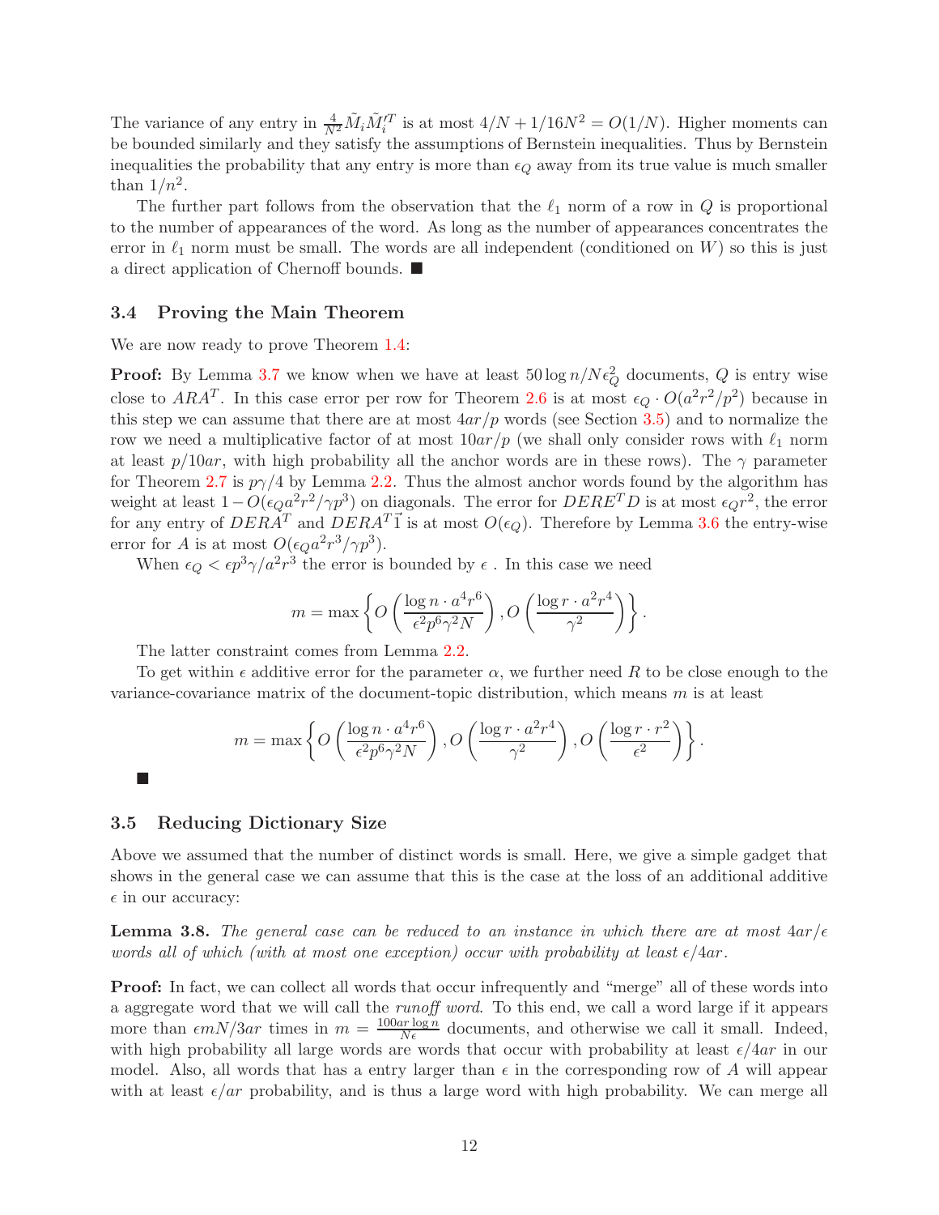The variance of any entry in $\frac{4}{N^2}\tilde{M}_i\tilde{M}_i'^T$ is at most $4/N + 1/16N^2 = O(1/N)$. Higher moments can be bounded similarly and they satisfy the assumptions of Bernstein inequalities. Thus by Bernstein inequalities the probability that any entry is more than $\epsilon_Q$ away from its true value is much smaller than $1/n^2$.

The further part follows from the observation that the $\ell_1$ norm of a row in $Q$ is proportional to the number of appearances of the word. As long as the number of appearances concentrates the error in $\ell_1$ norm must be small. The words are all independent (conditioned on $W$) so this is just a direct application of Chernoff bounds. ■

### 3.4 Proving the Main Theorem

We are now ready to prove Theorem 1.4:

**Proof:** By Lemma 3.7 we know when we have at least $50 \log n / N\epsilon_Q^2$ documents, $Q$ is entry wise close to $ARA^T$. In this case error per row for Theorem 2.6 is at most $\epsilon_Q \cdot O(a^2r^2/p^2)$ because in this step we can assume that there are at most $4ar/p$ words (see Section 3.5) and to normalize the row we need a multiplicative factor of at most $10ar/p$ (we shall only consider rows with $\ell_1$ norm at least $p/10ar$, with high probability all the anchor words are in these rows). The $\gamma$ parameter for Theorem 2.7 is $p\gamma/4$ by Lemma 2.2. Thus the almost anchor words found by the algorithm has weight at least $1 - O(\epsilon_Q a^2r^2/\gamma p^3)$ on diagonals. The error for $DERE^TD$ is at most $\epsilon_Q r^2$, the error for any entry of $DERA^T$ and $DERA^T\vec{1}$ is at most $O(\epsilon_Q)$. Therefore by Lemma 3.6 the entry-wise error for $A$ is at most $O(\epsilon_Q a^2r^3/\gamma p^3)$.

When $\epsilon_Q < \epsilon p^3\gamma/a^2r^3$ the error is bounded by $\epsilon$ . In this case we need

$$m = \max\left\{O\left(\frac{\log n \cdot a^4r^6}{\epsilon^2p^6\gamma^2N}\right), O\left(\frac{\log r \cdot a^2r^4}{\gamma^2}\right)\right\}.$$

The latter constraint comes from Lemma 2.2.

To get within $\epsilon$ additive error for the parameter $\alpha$, we further need $R$ to be close enough to the variance-covariance matrix of the document-topic distribution, which means $m$ is at least

$$m = \max\left\{O\left(\frac{\log n \cdot a^4r^6}{\epsilon^2p^6\gamma^2N}\right), O\left(\frac{\log r \cdot a^2r^4}{\gamma^2}\right), O\left(\frac{\log r \cdot r^2}{\epsilon^2}\right)\right\}.$$

■

### 3.5 Reducing Dictionary Size

Above we assumed that the number of distinct words is small. Here, we give a simple gadget that shows in the general case we can assume that this is the case at the loss of an additional additive $\epsilon$ in our accuracy:

**Lemma 3.8.** *The general case can be reduced to an instance in which there are at most $4ar/\epsilon$ words all of which (with at most one exception) occur with probability at least $\epsilon/4ar$.*

**Proof:** In fact, we can collect all words that occur infrequently and "merge" all of these words into a aggregate word that we will call the *runoff word*. To this end, we call a word large if it appears more than $\epsilon mN/3ar$ times in $m = \frac{100ar \log n}{N\epsilon}$ documents, and otherwise we call it small. Indeed, with high probability all large words are words that occur with probability at least $\epsilon/4ar$ in our model. Also, all words that has a entry larger than $\epsilon$ in the corresponding row of $A$ will appear with at least $\epsilon/ar$ probability, and is thus a large word with high probability. We can merge all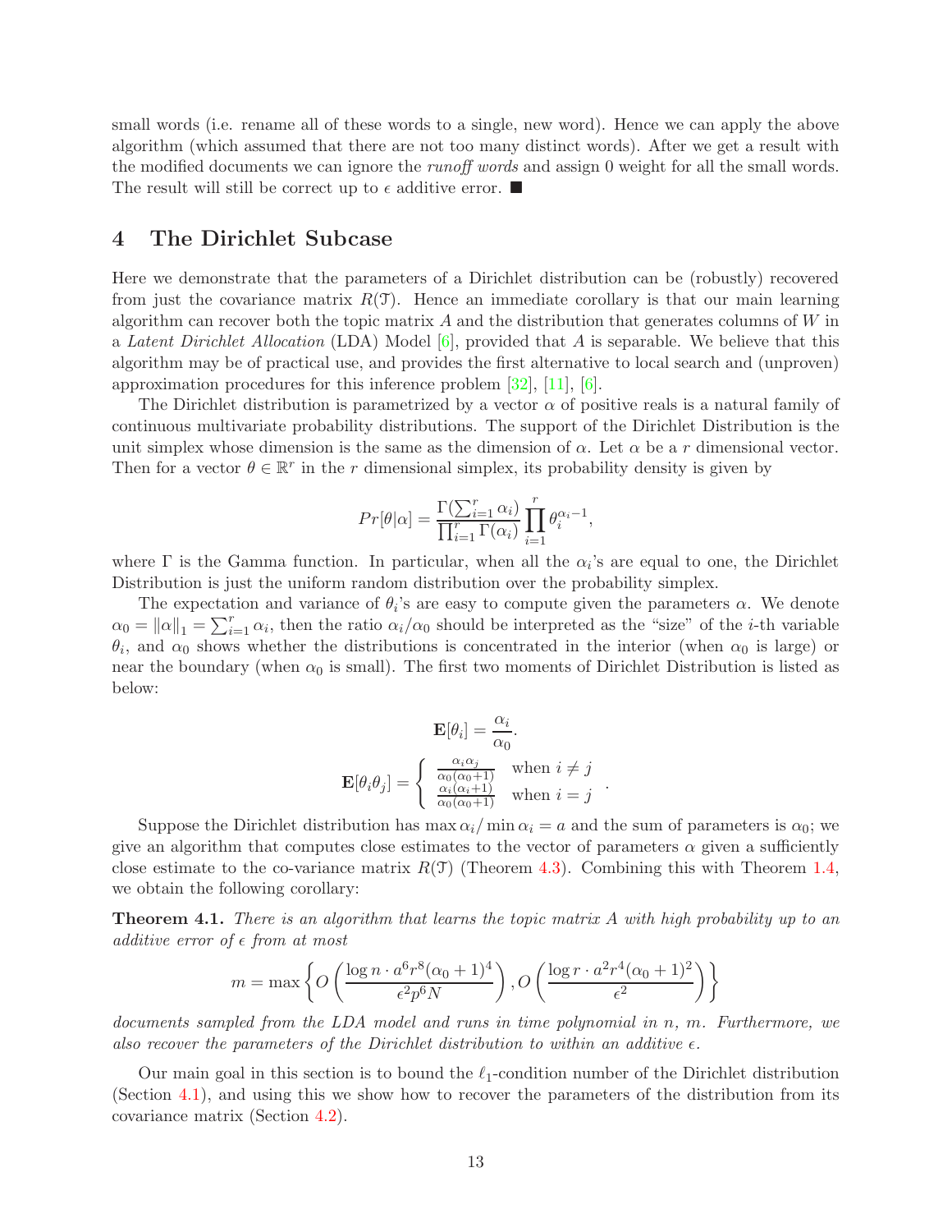small words (i.e. rename all of these words to a single, new word). Hence we can apply the above algorithm (which assumed that there are not too many distinct words). After we get a result with the modified documents we can ignore the *runoff words* and assign 0 weight for all the small words. The result will still be correct up to $\epsilon$ additive error. ■

# 4 The Dirichlet Subcase

Here we demonstrate that the parameters of a Dirichlet distribution can be (robustly) recovered from just the covariance matrix $R(\mathcal{T})$. Hence an immediate corollary is that our main learning algorithm can recover both the topic matrix $A$ and the distribution that generates columns of $W$ in a *Latent Dirichlet Allocation* (LDA) Model [6], provided that $A$ is separable. We believe that this algorithm may be of practical use, and provides the first alternative to local search and (unproven) approximation procedures for this inference problem [32], [11], [6].

The Dirichlet distribution is parametrized by a vector $\alpha$ of positive reals is a natural family of continuous multivariate probability distributions. The support of the Dirichlet Distribution is the unit simplex whose dimension is the same as the dimension of $\alpha$. Let $\alpha$ be a $r$ dimensional vector. Then for a vector $\theta \in \mathbb{R}^r$ in the $r$ dimensional simplex, its probability density is given by

$$Pr[\theta|\alpha] = \frac{\Gamma(\sum_{i=1}^r \alpha_i)}{\prod_{i=1}^r \Gamma(\alpha_i)} \prod_{i=1}^r \theta_i^{\alpha_i - 1},$$

where $\Gamma$ is the Gamma function. In particular, when all the $\alpha_i$'s are equal to one, the Dirichlet Distribution is just the uniform random distribution over the probability simplex.

The expectation and variance of $\theta_i$'s are easy to compute given the parameters $\alpha$. We denote $\alpha_0 = \|\alpha\|_1 = \sum_{i=1}^r \alpha_i$, then the ratio $\alpha_i/\alpha_0$ should be interpreted as the "size" of the $i$-th variable $\theta_i$, and $\alpha_0$ shows whether the distributions is concentrated in the interior (when $\alpha_0$ is large) or near the boundary (when $\alpha_0$ is small). The first two moments of Dirichlet Distribution is listed as below:

$$\mathbf{E}[\theta_i] = \frac{\alpha_i}{\alpha_0}.$$

$$\mathbf{E}[\theta_i\theta_j] = \begin{cases} \frac{\alpha_i\alpha_j}{\alpha_0(\alpha_0+1)} & \text{when } i \neq j \\ \frac{\alpha_i(\alpha_i+1)}{\alpha_0(\alpha_0+1)} & \text{when } i = j \end{cases}.$$

Suppose the Dirichlet distribution has $\max \alpha_i / \min \alpha_i = a$ and the sum of parameters is $\alpha_0$; we give an algorithm that computes close estimates to the vector of parameters $\alpha$ given a sufficiently close estimate to the co-variance matrix $R(\mathcal{T})$ (Theorem 4.3). Combining this with Theorem 1.4, we obtain the following corollary:

**Theorem 4.1.** *There is an algorithm that learns the topic matrix $A$ with high probability up to an additive error of $\epsilon$ from at most*

$$m = \max\left\{ O\left(\frac{\log n \cdot a^6 r^8 (\alpha_0+1)^4}{\epsilon^2 p^6 N}\right), O\left(\frac{\log r \cdot a^2 r^4 (\alpha_0+1)^2}{\epsilon^2}\right)\right\}$$

*documents sampled from the LDA model and runs in time polynomial in $n$, $m$. Furthermore, we also recover the parameters of the Dirichlet distribution to within an additive $\epsilon$.*

Our main goal in this section is to bound the $\ell_1$-condition number of the Dirichlet distribution (Section 4.1), and using this we show how to recover the parameters of the distribution from its covariance matrix (Section 4.2).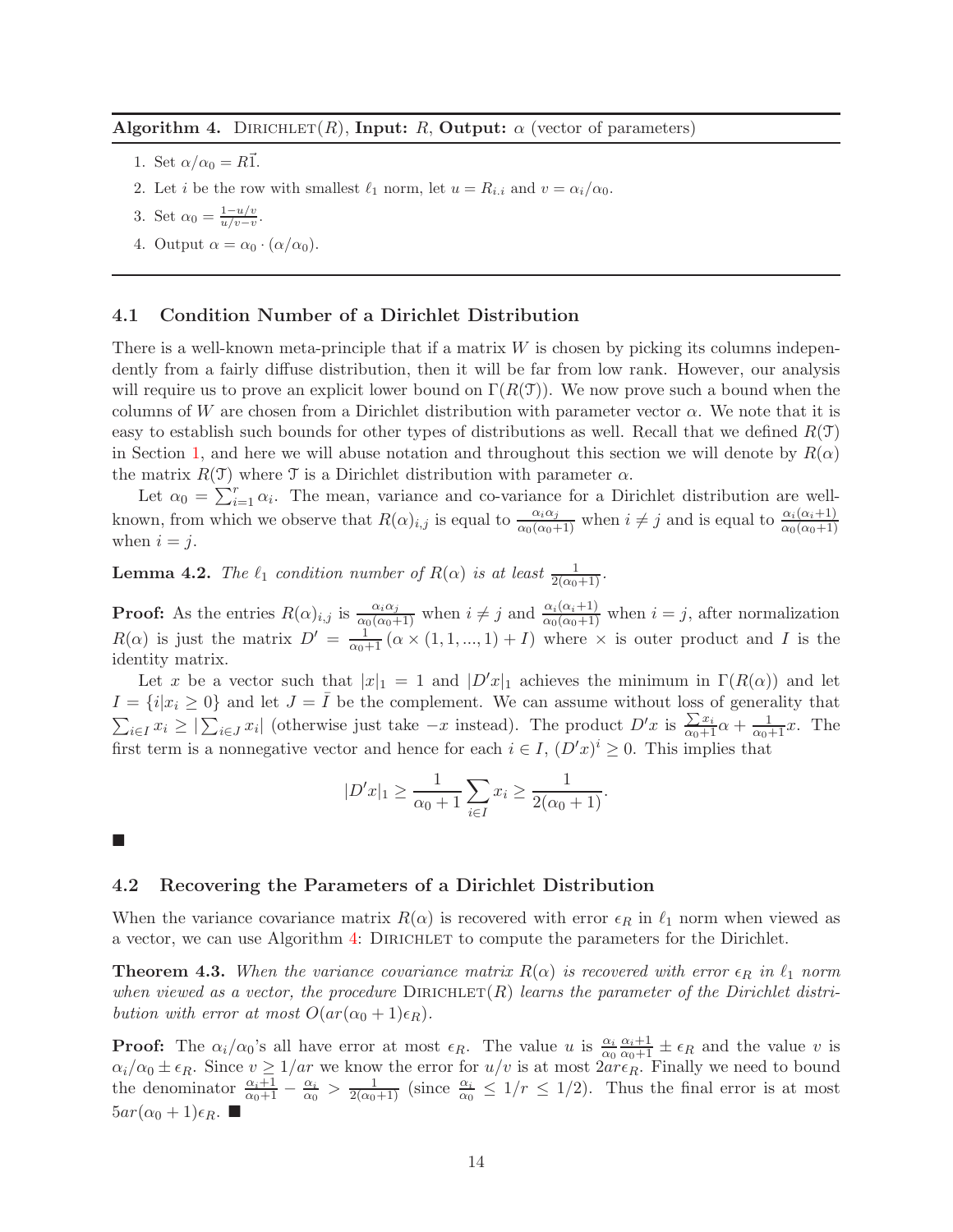**Algorithm 4.** Dirichlet($R$), **Input:** $R$, **Output:** $\alpha$ (vector of parameters)

1. Set $\alpha/\alpha_0 = R\vec{1}$.
2. Let $i$ be the row with smallest $\ell_1$ norm, let $u = R_{i,i}$ and $v = \alpha_i/\alpha_0$.
3. Set $\alpha_0 = \frac{1-u/v}{u/v-v}$.
4. Output $\alpha = \alpha_0 \cdot (\alpha/\alpha_0)$.

### 4.1 Condition Number of a Dirichlet Distribution

There is a well-known meta-principle that if a matrix $W$ is chosen by picking its columns independently from a fairly diffuse distribution, then it will be far from low rank. However, our analysis will require us to prove an explicit lower bound on $\Gamma(R(\mathcal{T}))$. We now prove such a bound when the columns of $W$ are chosen from a Dirichlet distribution with parameter vector $\alpha$. We note that it is easy to establish such bounds for other types of distributions as well. Recall that we defined $R(\mathcal{T})$ in Section 1, and here we will abuse notation and throughout this section we will denote by $R(\alpha)$ the matrix $R(\mathcal{T})$ where $\mathcal{T}$ is a Dirichlet distribution with parameter $\alpha$.

Let $\alpha_0 = \sum_{i=1}^r \alpha_i$. The mean, variance and co-variance for a Dirichlet distribution are well-known, from which we observe that $R(\alpha)_{i,j}$ is equal to $\frac{\alpha_i \alpha_j}{\alpha_0(\alpha_0+1)}$ when $i \neq j$ and is equal to $\frac{\alpha_i(\alpha_i+1)}{\alpha_0(\alpha_0+1)}$ when $i = j$.

**Lemma 4.2.** *The $\ell_1$ condition number of $R(\alpha)$ is at least $\frac{1}{2(\alpha_0+1)}$.*

**Proof:** As the entries $R(\alpha)_{i,j}$ is $\frac{\alpha_i \alpha_j}{\alpha_0(\alpha_0+1)}$ when $i \neq j$ and $\frac{\alpha_i(\alpha_i+1)}{\alpha_0(\alpha_0+1)}$ when $i = j$, after normalization $R(\alpha)$ is just the matrix $D' = \frac{1}{\alpha_0+1}(\alpha \times (1,1,...,1) + I)$ where $\times$ is outer product and $I$ is the identity matrix.

Let $x$ be a vector such that $|x|_1 = 1$ and $|D'x|_1$ achieves the minimum in $\Gamma(R(\alpha))$ and let $I = \{i | x_i \geq 0\}$ and let $J = \bar{I}$ be the complement. We can assume without loss of generality that $\sum_{i \in I} x_i \geq |\sum_{i \in J} x_i|$ (otherwise just take $-x$ instead). The product $D'x$ is $\frac{\sum x_i}{\alpha_0+1}\alpha + \frac{1}{\alpha_0+1}x$. The first term is a nonnegative vector and hence for each $i \in I$, $(D'x)^i \geq 0$. This implies that

$$|D'x|_1 \geq \frac{1}{\alpha_0+1}\sum_{i \in I} x_i \geq \frac{1}{2(\alpha_0+1)}.$$

■

### 4.2 Recovering the Parameters of a Dirichlet Distribution

When the variance covariance matrix $R(\alpha)$ is recovered with error $\epsilon_R$ in $\ell_1$ norm when viewed as a vector, we can use Algorithm 4: Dirichlet to compute the parameters for the Dirichlet.

**Theorem 4.3.** *When the variance covariance matrix $R(\alpha)$ is recovered with error $\epsilon_R$ in $\ell_1$ norm when viewed as a vector, the procedure* Dirichlet($R$) *learns the parameter of the Dirichlet distribution with error at most $O(ar(\alpha_0+1)\epsilon_R)$.*

**Proof:** The $\alpha_i/\alpha_0$'s all have error at most $\epsilon_R$. The value $u$ is $\frac{\alpha_i}{\alpha_0}\frac{\alpha_i+1}{\alpha_0+1} \pm \epsilon_R$ and the value $v$ is $\alpha_i/\alpha_0 \pm \epsilon_R$. Since $v \geq 1/ar$ we know the error for $u/v$ is at most $2ar\epsilon_R$. Finally we need to bound the denominator $\frac{\alpha_i+1}{\alpha_0+1} - \frac{\alpha_i}{\alpha_0} > \frac{1}{2(\alpha_0+1)}$ (since $\frac{\alpha_i}{\alpha_0} \leq 1/r \leq 1/2$). Thus the final error is at most $5ar(\alpha_0+1)\epsilon_R$. ■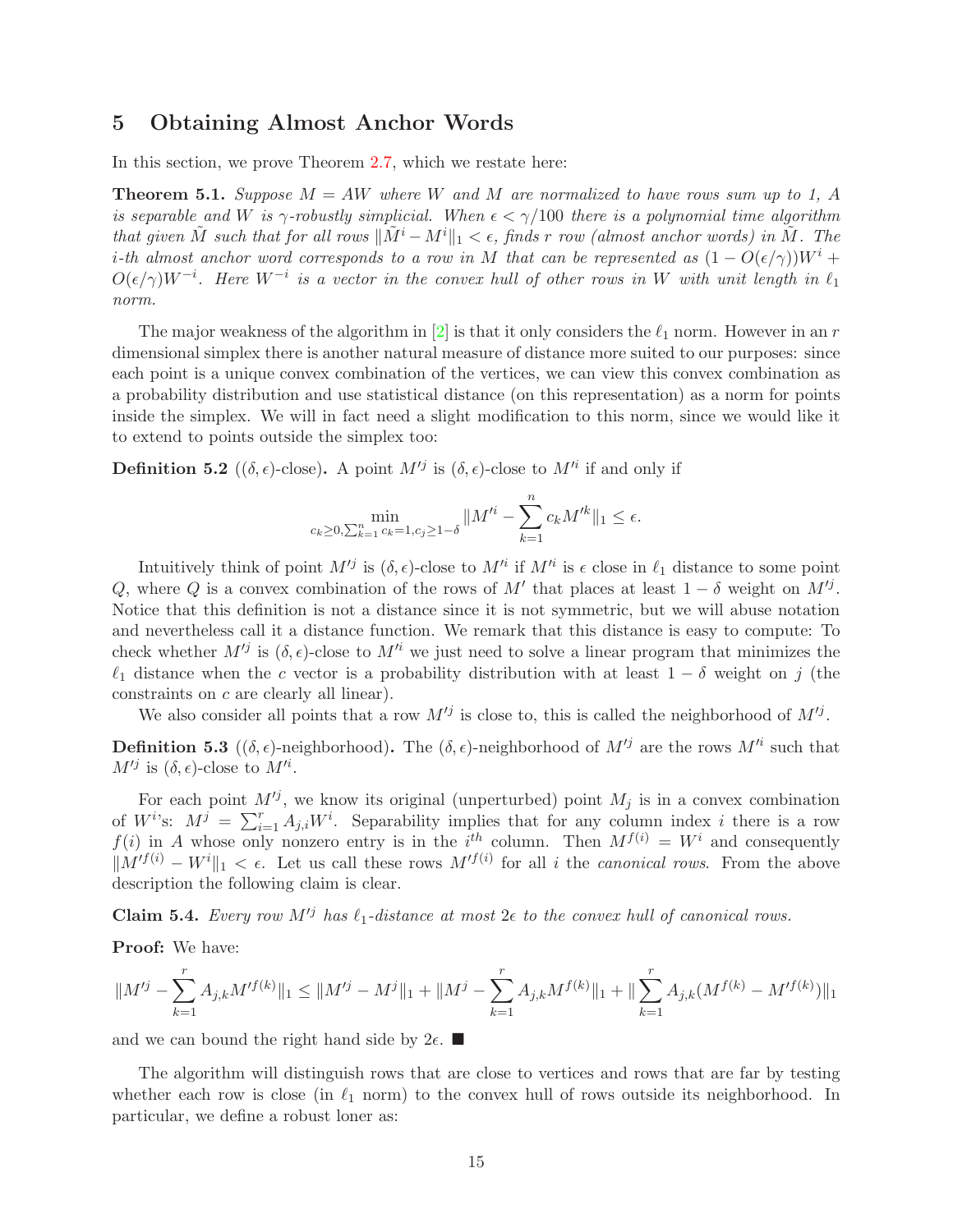# 5 Obtaining Almost Anchor Words

In this section, we prove Theorem 2.7, which we restate here:

**Theorem 5.1.** *Suppose $M = AW$ where $W$ and $M$ are normalized to have rows sum up to 1, $A$ is separable and $W$ is $\gamma$-robustly simplicial. When $\epsilon < \gamma/100$ there is a polynomial time algorithm that given $\tilde{M}$ such that for all rows $\|\tilde{M}^i - M^i\|_1 < \epsilon$, finds $r$ row (almost anchor words) in $\tilde{M}$. The $i$-th almost anchor word corresponds to a row in $M$ that can be represented as $(1 - O(\epsilon/\gamma))W^i + O(\epsilon/\gamma)W^{-i}$. Here $W^{-i}$ is a vector in the convex hull of other rows in $W$ with unit length in $\ell_1$ norm.*

The major weakness of the algorithm in [2] is that it only considers the $\ell_1$ norm. However in an $r$ dimensional simplex there is another natural measure of distance more suited to our purposes: since each point is a unique convex combination of the vertices, we can view this convex combination as a probability distribution and use statistical distance (on this representation) as a norm for points inside the simplex. We will in fact need a slight modification to this norm, since we would like it to extend to points outside the simplex too:

**Definition 5.2** (($\delta, \epsilon$)-close)**.** A point $M'^j$ is $(\delta, \epsilon)$-close to $M'^i$ if and only if

$$\min_{c_k \geq 0, \sum_{k=1}^n c_k = 1, c_j \geq 1-\delta} \|M'^i - \sum_{k=1}^n c_k M'^k\|_1 \leq \epsilon.$$

Intuitively think of point $M'^j$ is $(\delta, \epsilon)$-close to $M'^i$ if $M'^i$ is $\epsilon$ close in $\ell_1$ distance to some point $Q$, where $Q$ is a convex combination of the rows of $M'$ that places at least $1 - \delta$ weight on $M'^j$. Notice that this definition is not a distance since it is not symmetric, but we will abuse notation and nevertheless call it a distance function. We remark that this distance is easy to compute: To check whether $M'^j$ is $(\delta, \epsilon)$-close to $M'^i$ we just need to solve a linear program that minimizes the $\ell_1$ distance when the $c$ vector is a probability distribution with at least $1 - \delta$ weight on $j$ (the constraints on $c$ are clearly all linear).

We also consider all points that a row $M'^j$ is close to, this is called the neighborhood of $M'^j$.

**Definition 5.3** (($\delta, \epsilon$)-neighborhood)**.** The $(\delta, \epsilon)$-neighborhood of $M'^j$ are the rows $M'^i$ such that $M'^j$ is $(\delta, \epsilon)$-close to $M'^i$.

For each point $M'^j$, we know its original (unperturbed) point $M_j$ is in a convex combination of $W^i$'s: $M^j = \sum_{i=1}^r A_{j,i} W^i$. Separability implies that for any column index $i$ there is a row $f(i)$ in $A$ whose only nonzero entry is in the $i^{th}$ column. Then $M^{f(i)} = W^i$ and consequently $\|M'^{f(i)} - W^i\|_1 < \epsilon$. Let us call these rows $M'^{f(i)}$ for all $i$ the *canonical rows*. From the above description the following claim is clear.

**Claim 5.4.** *Every row $M'^j$ has $\ell_1$-distance at most $2\epsilon$ to the convex hull of canonical rows.*

**Proof:** We have:

$$\|M'^j - \sum_{k=1}^r A_{j,k} M'^{f(k)}\|_1 \leq \|M'^j - M^j\|_1 + \|M^j - \sum_{k=1}^r A_{j,k} M^{f(k)}\|_1 + \|\sum_{k=1}^r A_{j,k}(M^{f(k)} - M'^{f(k)})\|_1$$

and we can bound the right hand side by $2\epsilon$. ■

The algorithm will distinguish rows that are close to vertices and rows that are far by testing whether each row is close (in $\ell_1$ norm) to the convex hull of rows outside its neighborhood. In particular, we define a robust loner as: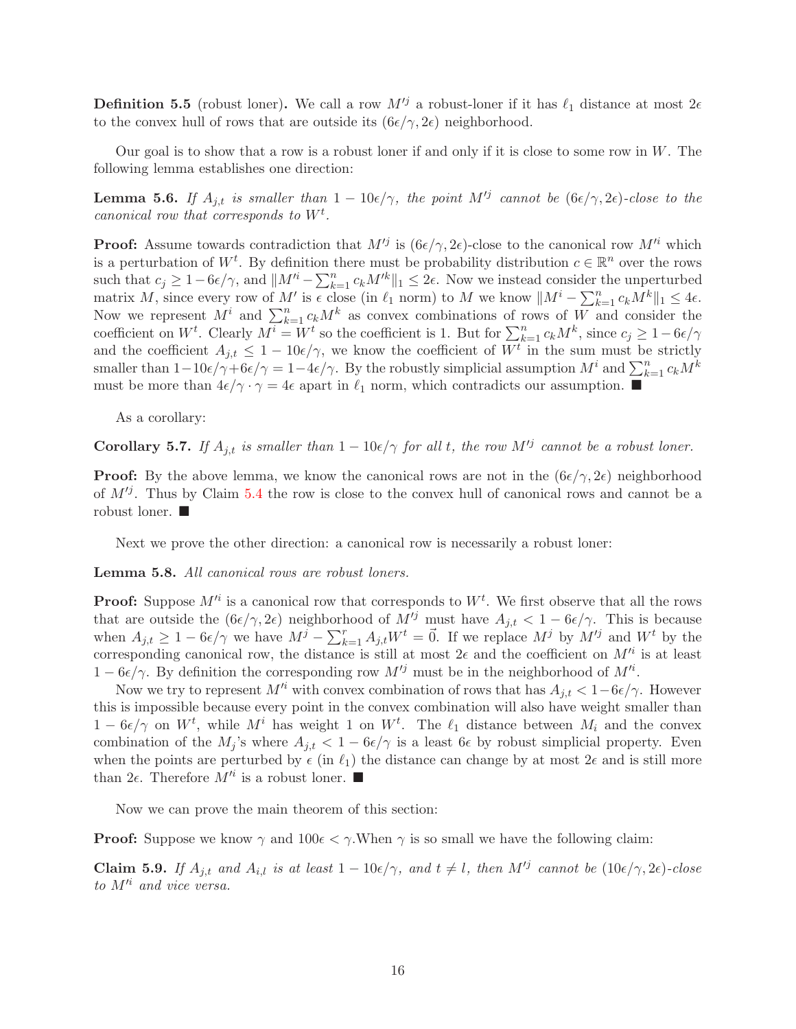**Definition 5.5** (robust loner)**.** We call a row $M'^j$ a robust-loner if it has $\ell_1$ distance at most $2\epsilon$ to the convex hull of rows that are outside its $(6\epsilon/\gamma, 2\epsilon)$ neighborhood.

Our goal is to show that a row is a robust loner if and only if it is close to some row in $W$. The following lemma establishes one direction:

**Lemma 5.6.** *If $A_{j,t}$ is smaller than $1 - 10\epsilon/\gamma$, the point $M'^j$ cannot be $(6\epsilon/\gamma, 2\epsilon)$-close to the canonical row that corresponds to $W^t$.*

**Proof:** Assume towards contradiction that $M'^j$ is $(6\epsilon/\gamma, 2\epsilon)$-close to the canonical row $M'^i$ which is a perturbation of $W^t$. By definition there must be probability distribution $c \in \mathbb{R}^n$ over the rows such that $c_j \geq 1 - 6\epsilon/\gamma$, and $\|M'^i - \sum_{k=1}^n c_k M'^k\|_1 \leq 2\epsilon$. Now we instead consider the unperturbed matrix $M$, since every row of $M'$ is $\epsilon$ close (in $\ell_1$ norm) to $M$ we know $\|M^i - \sum_{k=1}^n c_k M^k\|_1 \leq 4\epsilon$. Now we represent $M^i$ and $\sum_{k=1}^n c_k M^k$ as convex combinations of rows of $W$ and consider the coefficient on $W^t$. Clearly $M^i = W^t$ so the coefficient is 1. But for $\sum_{k=1}^n c_k M^k$, since $c_j \geq 1 - 6\epsilon/\gamma$ and the coefficient $A_{j,t} \leq 1 - 10\epsilon/\gamma$, we know the coefficient of $W^t$ in the sum must be strictly smaller than $1 - 10\epsilon/\gamma + 6\epsilon/\gamma = 1 - 4\epsilon/\gamma$. By the robustly simplicial assumption $M^i$ and $\sum_{k=1}^n c_k M^k$ must be more than $4\epsilon/\gamma \cdot \gamma = 4\epsilon$ apart in $\ell_1$ norm, which contradicts our assumption. ■

As a corollary:

**Corollary 5.7.** *If $A_{j,t}$ is smaller than $1 - 10\epsilon/\gamma$ for all $t$, the row $M'^j$ cannot be a robust loner.*

**Proof:** By the above lemma, we know the canonical rows are not in the $(6\epsilon/\gamma, 2\epsilon)$ neighborhood of $M'^j$. Thus by Claim 5.4 the row is close to the convex hull of canonical rows and cannot be a robust loner. ■

Next we prove the other direction: a canonical row is necessarily a robust loner:

**Lemma 5.8.** *All canonical rows are robust loners.*

**Proof:** Suppose $M'^i$ is a canonical row that corresponds to $W^t$. We first observe that all the rows that are outside the $(6\epsilon/\gamma, 2\epsilon)$ neighborhood of $M'^j$ must have $A_{j,t} < 1 - 6\epsilon/\gamma$. This is because when $A_{j,t} \geq 1 - 6\epsilon/\gamma$ we have $M^j - \sum_{k=1}^r A_{j,t} W^t = \vec{0}$. If we replace $M^j$ by $M'^j$ and $W^t$ by the corresponding canonical row, the distance is still at most $2\epsilon$ and the coefficient on $M'^i$ is at least $1 - 6\epsilon/\gamma$. By definition the corresponding row $M'^j$ must be in the neighborhood of $M'^i$.

Now we try to represent $M'^i$ with convex combination of rows that has $A_{j,t} < 1 - 6\epsilon/\gamma$. However this is impossible because every point in the convex combination will also have weight smaller than $1 - 6\epsilon/\gamma$ on $W^t$, while $M^i$ has weight 1 on $W^t$. The $\ell_1$ distance between $M_i$ and the convex combination of the $M_j$'s where $A_{j,t} < 1 - 6\epsilon/\gamma$ is a least $6\epsilon$ by robust simplicial property. Even when the points are perturbed by $\epsilon$ (in $\ell_1$) the distance can change by at most $2\epsilon$ and is still more than $2\epsilon$. Therefore $M'^i$ is a robust loner. ■

Now we can prove the main theorem of this section:

**Proof:** Suppose we know $\gamma$ and $100\epsilon < \gamma$.When $\gamma$ is so small we have the following claim:

**Claim 5.9.** *If $A_{j,t}$ and $A_{i,l}$ is at least $1 - 10\epsilon/\gamma$, and $t \neq l$, then $M'^j$ cannot be $(10\epsilon/\gamma, 2\epsilon)$-close to $M'^i$ and vice versa.*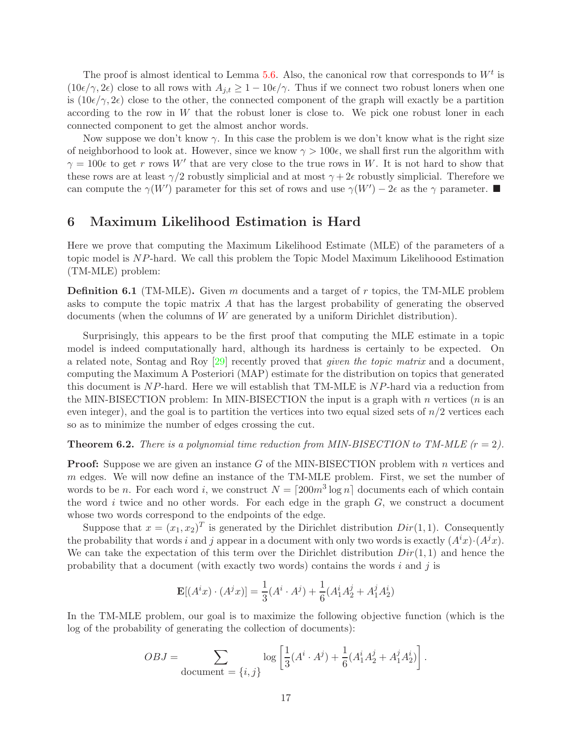The proof is almost identical to Lemma 5.6. Also, the canonical row that corresponds to $W^t$ is $(10\epsilon/\gamma, 2\epsilon)$ close to all rows with $A_{j,t} \geq 1 - 10\epsilon/\gamma$. Thus if we connect two robust loners when one is $(10\epsilon/\gamma, 2\epsilon)$ close to the other, the connected component of the graph will exactly be a partition according to the row in $W$ that the robust loner is close to. We pick one robust loner in each connected component to get the almost anchor words.

Now suppose we don't know $\gamma$. In this case the problem is we don't know what is the right size of neighborhood to look at. However, since we know $\gamma > 100\epsilon$, we shall first run the algorithm with $\gamma = 100\epsilon$ to get $r$ rows $W'$ that are very close to the true rows in $W$. It is not hard to show that these rows are at least $\gamma/2$ robustly simplicial and at most $\gamma + 2\epsilon$ robustly simplicial. Therefore we can compute the $\gamma(W')$ parameter for this set of rows and use $\gamma(W') - 2\epsilon$ as the $\gamma$ parameter. ■

## 6 Maximum Likelihood Estimation is Hard

Here we prove that computing the Maximum Likelihood Estimate (MLE) of the parameters of a topic model is $NP$-hard. We call this problem the Topic Model Maximum Likelihoood Estimation (TM-MLE) problem:

**Definition 6.1** (TM-MLE)**.** Given $m$ documents and a target of $r$ topics, the TM-MLE problem asks to compute the topic matrix $A$ that has the largest probability of generating the observed documents (when the columns of $W$ are generated by a uniform Dirichlet distribution).

Surprisingly, this appears to be the first proof that computing the MLE estimate in a topic model is indeed computationally hard, although its hardness is certainly to be expected. On a related note, Sontag and Roy [29] recently proved that *given the topic matrix* and a document, computing the Maximum A Posteriori (MAP) estimate for the distribution on topics that generated this document is $NP$-hard. Here we will establish that TM-MLE is $NP$-hard via a reduction from the MIN-BISECTION problem: In MIN-BISECTION the input is a graph with $n$ vertices ($n$ is an even integer), and the goal is to partition the vertices into two equal sized sets of $n/2$ vertices each so as to minimize the number of edges crossing the cut.

**Theorem 6.2.** *There is a polynomial time reduction from MIN-BISECTION to TM-MLE ($r = 2$).*

**Proof:** Suppose we are given an instance $G$ of the MIN-BISECTION problem with $n$ vertices and $m$ edges. We will now define an instance of the TM-MLE problem. First, we set the number of words to be $n$. For each word $i$, we construct $N = \lceil 200m^3 \log n \rceil$ documents each of which contain the word $i$ twice and no other words. For each edge in the graph $G$, we construct a document whose two words correspond to the endpoints of the edge.

Suppose that $x = (x_1, x_2)^T$ is generated by the Dirichlet distribution $Dir(1, 1)$. Consequently the probability that words $i$ and $j$ appear in a document with only two words is exactly $(A^i x) \cdot (A^j x)$. We can take the expectation of this term over the Dirichlet distribution $Dir(1, 1)$ and hence the probability that a document (with exactly two words) contains the words $i$ and $j$ is

$$\mathbf{E}[(A^i x) \cdot (A^j x)] = \frac{1}{3}(A^i \cdot A^j) + \frac{1}{6}(A_1^i A_2^j + A_1^j A_2^i)$$

In the TM-MLE problem, our goal is to maximize the following objective function (which is the log of the probability of generating the collection of documents):

$$OBJ = \sum_{\text{document } = \{i,j\}} \log \left[ \frac{1}{3}(A^i \cdot A^j) + \frac{1}{6}(A_1^i A_2^j + A_1^j A_2^i) \right].$$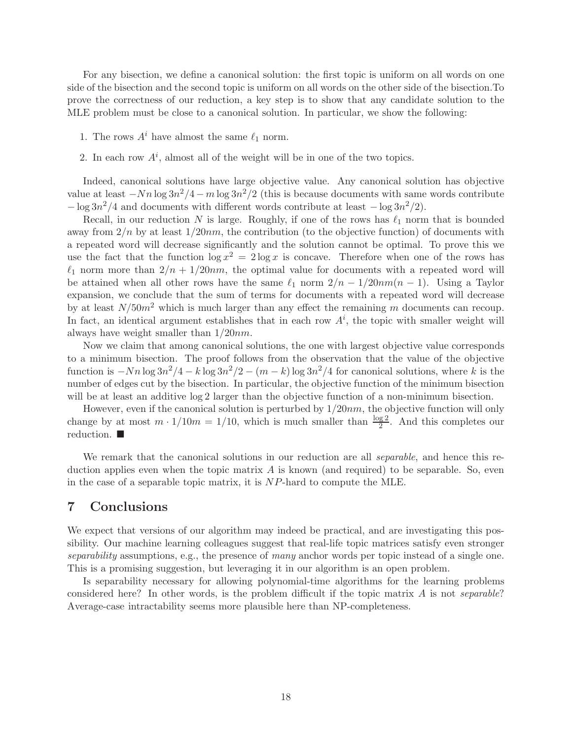For any bisection, we define a canonical solution: the first topic is uniform on all words on one side of the bisection and the second topic is uniform on all words on the other side of the bisection.To prove the correctness of our reduction, a key step is to show that any candidate solution to the MLE problem must be close to a canonical solution. In particular, we show the following:

1. The rows $A^i$ have almost the same $\ell_1$ norm.
2. In each row $A^i$, almost all of the weight will be in one of the two topics.

Indeed, canonical solutions have large objective value. Any canonical solution has objective value at least $-Nn\log 3n^2/4 - m\log 3n^2/2$ (this is because documents with same words contribute $-\log 3n^2/4$ and documents with different words contribute at least $-\log 3n^2/2$).

Recall, in our reduction $N$ is large. Roughly, if one of the rows has $\ell_1$ norm that is bounded away from $2/n$ by at least $1/20nm$, the contribution (to the objective function) of documents with a repeated word will decrease significantly and the solution cannot be optimal. To prove this we use the fact that the function $\log x^2 = 2\log x$ is concave. Therefore when one of the rows has $\ell_1$ norm more than $2/n + 1/20nm$, the optimal value for documents with a repeated word will be attained when all other rows have the same $\ell_1$ norm $2/n - 1/20nm(n-1)$. Using a Taylor expansion, we conclude that the sum of terms for documents with a repeated word will decrease by at least $N/50m^2$ which is much larger than any effect the remaining $m$ documents can recoup. In fact, an identical argument establishes that in each row $A^i$, the topic with smaller weight will always have weight smaller than $1/20nm$.

Now we claim that among canonical solutions, the one with largest objective value corresponds to a minimum bisection. The proof follows from the observation that the value of the objective function is $-Nn\log 3n^2/4 - k\log 3n^2/2 - (m-k)\log 3n^2/4$ for canonical solutions, where $k$ is the number of edges cut by the bisection. In particular, the objective function of the minimum bisection will be at least an additive $\log 2$ larger than the objective function of a non-minimum bisection.

However, even if the canonical solution is perturbed by $1/20nm$, the objective function will only change by at most $m \cdot 1/10m = 1/10$, which is much smaller than $\frac{\log 2}{2}$. And this completes our reduction. ■

We remark that the canonical solutions in our reduction are all *separable*, and hence this reduction applies even when the topic matrix $A$ is known (and required) to be separable. So, even in the case of a separable topic matrix, it is $NP$-hard to compute the MLE.

## 7 Conclusions

We expect that versions of our algorithm may indeed be practical, and are investigating this possibility. Our machine learning colleagues suggest that real-life topic matrices satisfy even stronger *separability* assumptions, e.g., the presence of *many* anchor words per topic instead of a single one. This is a promising suggestion, but leveraging it in our algorithm is an open problem.

Is separability necessary for allowing polynomial-time algorithms for the learning problems considered here? In other words, is the problem difficult if the topic matrix $A$ is not *separable*? Average-case intractability seems more plausible here than NP-completeness.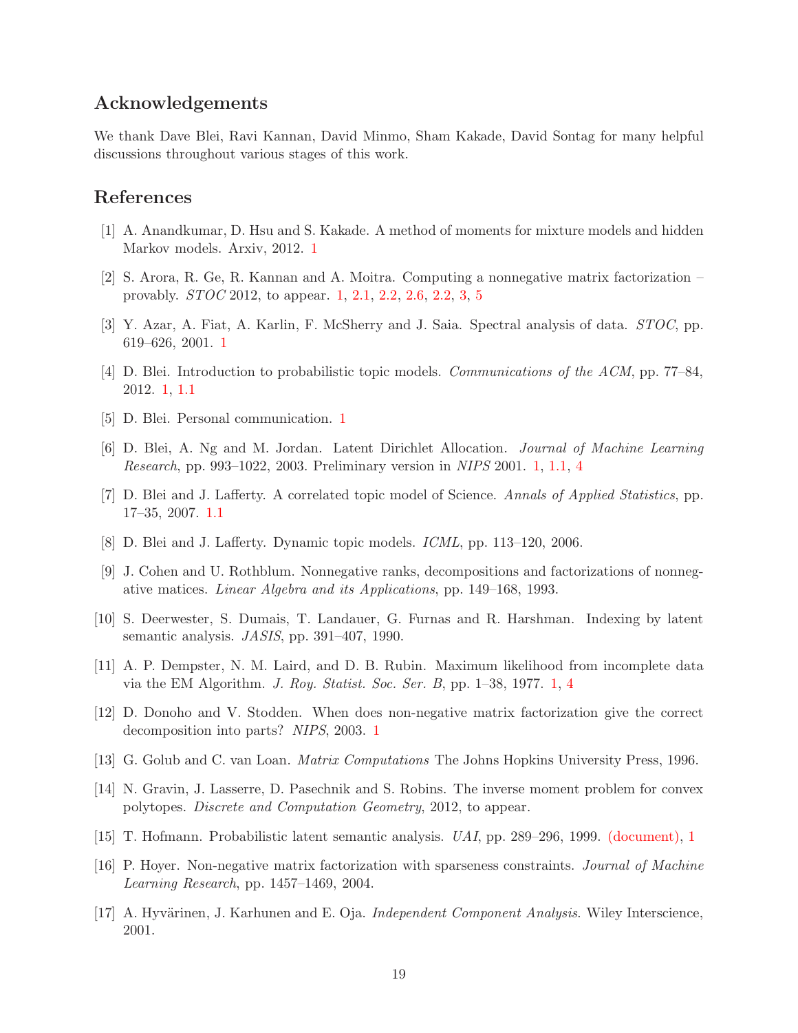## Acknowledgements

We thank Dave Blei, Ravi Kannan, David Minmo, Sham Kakade, David Sontag for many helpful discussions throughout various stages of this work.

## References

[1] A. Anandkumar, D. Hsu and S. Kakade. A method of moments for mixture models and hidden Markov models. Arxiv, 2012. 1

[2] S. Arora, R. Ge, R. Kannan and A. Moitra. Computing a nonnegative matrix factorization – provably. *STOC* 2012, to appear. 1, 2.1, 2.2, 2.6, 2.2, 3, 5

[3] Y. Azar, A. Fiat, A. Karlin, F. McSherry and J. Saia. Spectral analysis of data. *STOC*, pp. 619–626, 2001. 1

[4] D. Blei. Introduction to probabilistic topic models. *Communications of the ACM*, pp. 77–84, 2012. 1, 1.1

[5] D. Blei. Personal communication. 1

[6] D. Blei, A. Ng and M. Jordan. Latent Dirichlet Allocation. *Journal of Machine Learning Research*, pp. 993–1022, 2003. Preliminary version in *NIPS* 2001. 1, 1.1, 4

[7] D. Blei and J. Lafferty. A correlated topic model of Science. *Annals of Applied Statistics*, pp. 17–35, 2007. 1.1

[8] D. Blei and J. Lafferty. Dynamic topic models. *ICML*, pp. 113–120, 2006.

[9] J. Cohen and U. Rothblum. Nonnegative ranks, decompositions and factorizations of nonnegative matices. *Linear Algebra and its Applications*, pp. 149–168, 1993.

[10] S. Deerwester, S. Dumais, T. Landauer, G. Furnas and R. Harshman. Indexing by latent semantic analysis. *JASIS*, pp. 391–407, 1990.

[11] A. P. Dempster, N. M. Laird, and D. B. Rubin. Maximum likelihood from incomplete data via the EM Algorithm. *J. Roy. Statist. Soc. Ser. B*, pp. 1–38, 1977. 1, 4

[12] D. Donoho and V. Stodden. When does non-negative matrix factorization give the correct decomposition into parts? *NIPS*, 2003. 1

[13] G. Golub and C. van Loan. *Matrix Computations* The Johns Hopkins University Press, 1996.

[14] N. Gravin, J. Lasserre, D. Pasechnik and S. Robins. The inverse moment problem for convex polytopes. *Discrete and Computation Geometry*, 2012, to appear.

[15] T. Hofmann. Probabilistic latent semantic analysis. *UAI*, pp. 289–296, 1999. (document), 1

[16] P. Hoyer. Non-negative matrix factorization with sparseness constraints. *Journal of Machine Learning Research*, pp. 1457–1469, 2004.

[17] A. Hyvärinen, J. Karhunen and E. Oja. *Independent Component Analysis*. Wiley Interscience, 2001.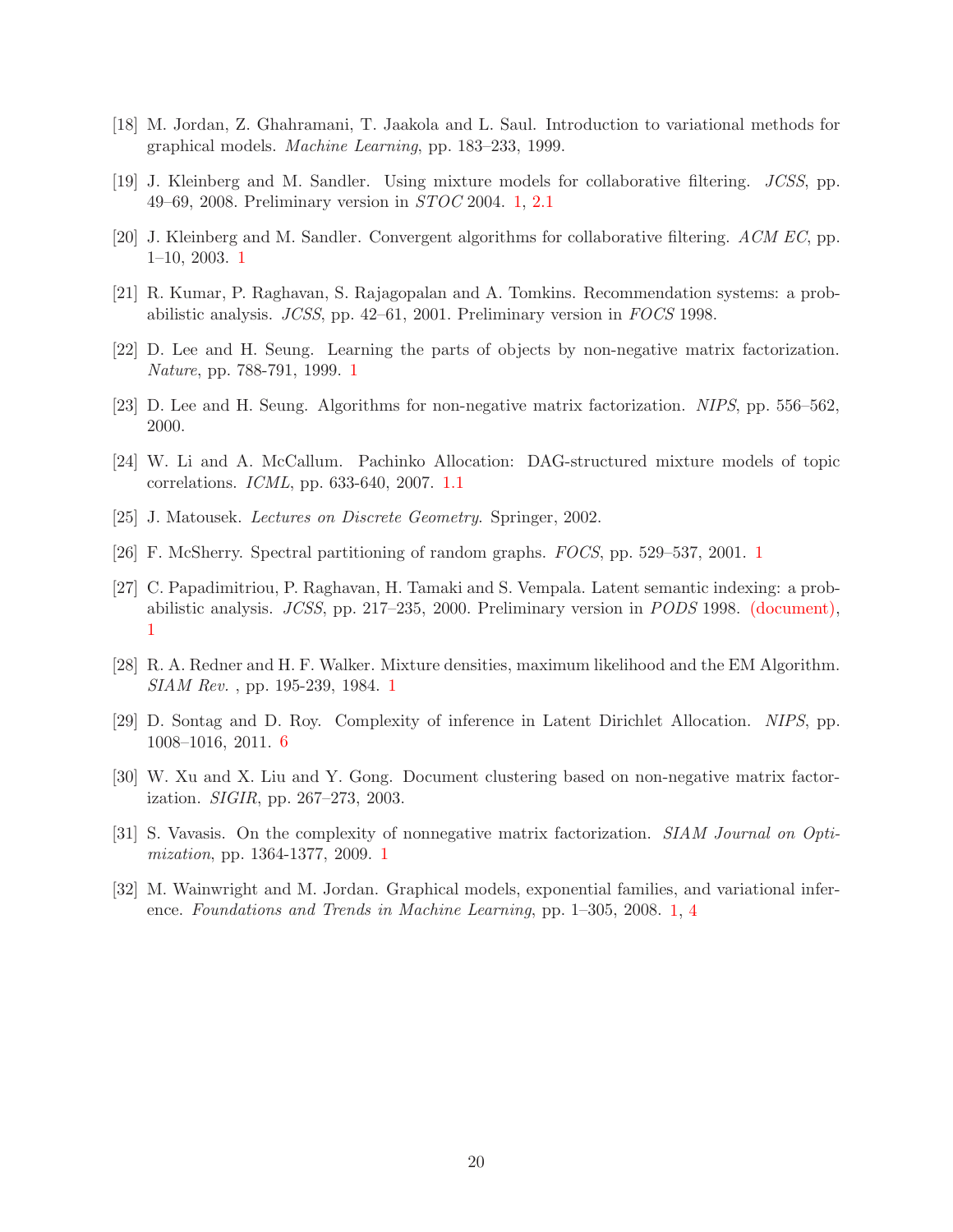[18] M. Jordan, Z. Ghahramani, T. Jaakola and L. Saul. Introduction to variational methods for graphical models. *Machine Learning*, pp. 183–233, 1999.

[19] J. Kleinberg and M. Sandler. Using mixture models for collaborative filtering. *JCSS*, pp. 49–69, 2008. Preliminary version in *STOC* 2004. 1, 2.1

[20] J. Kleinberg and M. Sandler. Convergent algorithms for collaborative filtering. *ACM EC*, pp. 1–10, 2003. 1

[21] R. Kumar, P. Raghavan, S. Rajagopalan and A. Tomkins. Recommendation systems: a probabilistic analysis. *JCSS*, pp. 42–61, 2001. Preliminary version in *FOCS* 1998.

[22] D. Lee and H. Seung. Learning the parts of objects by non-negative matrix factorization. *Nature*, pp. 788-791, 1999. 1

[23] D. Lee and H. Seung. Algorithms for non-negative matrix factorization. *NIPS*, pp. 556–562, 2000.

[24] W. Li and A. McCallum. Pachinko Allocation: DAG-structured mixture models of topic correlations. *ICML*, pp. 633-640, 2007. 1.1

[25] J. Matousek. *Lectures on Discrete Geometry*. Springer, 2002.

[26] F. McSherry. Spectral partitioning of random graphs. *FOCS*, pp. 529–537, 2001. 1

[27] C. Papadimitriou, P. Raghavan, H. Tamaki and S. Vempala. Latent semantic indexing: a probabilistic analysis. *JCSS*, pp. 217–235, 2000. Preliminary version in *PODS* 1998. (document), 1

[28] R. A. Redner and H. F. Walker. Mixture densities, maximum likelihood and the EM Algorithm. *SIAM Rev.* , pp. 195-239, 1984. 1

[29] D. Sontag and D. Roy. Complexity of inference in Latent Dirichlet Allocation. *NIPS*, pp. 1008–1016, 2011. 6

[30] W. Xu and X. Liu and Y. Gong. Document clustering based on non-negative matrix factorization. *SIGIR*, pp. 267–273, 2003.

[31] S. Vavasis. On the complexity of nonnegative matrix factorization. *SIAM Journal on Optimization*, pp. 1364-1377, 2009. 1

[32] M. Wainwright and M. Jordan. Graphical models, exponential families, and variational inference. *Foundations and Trends in Machine Learning*, pp. 1–305, 2008. 1, 4